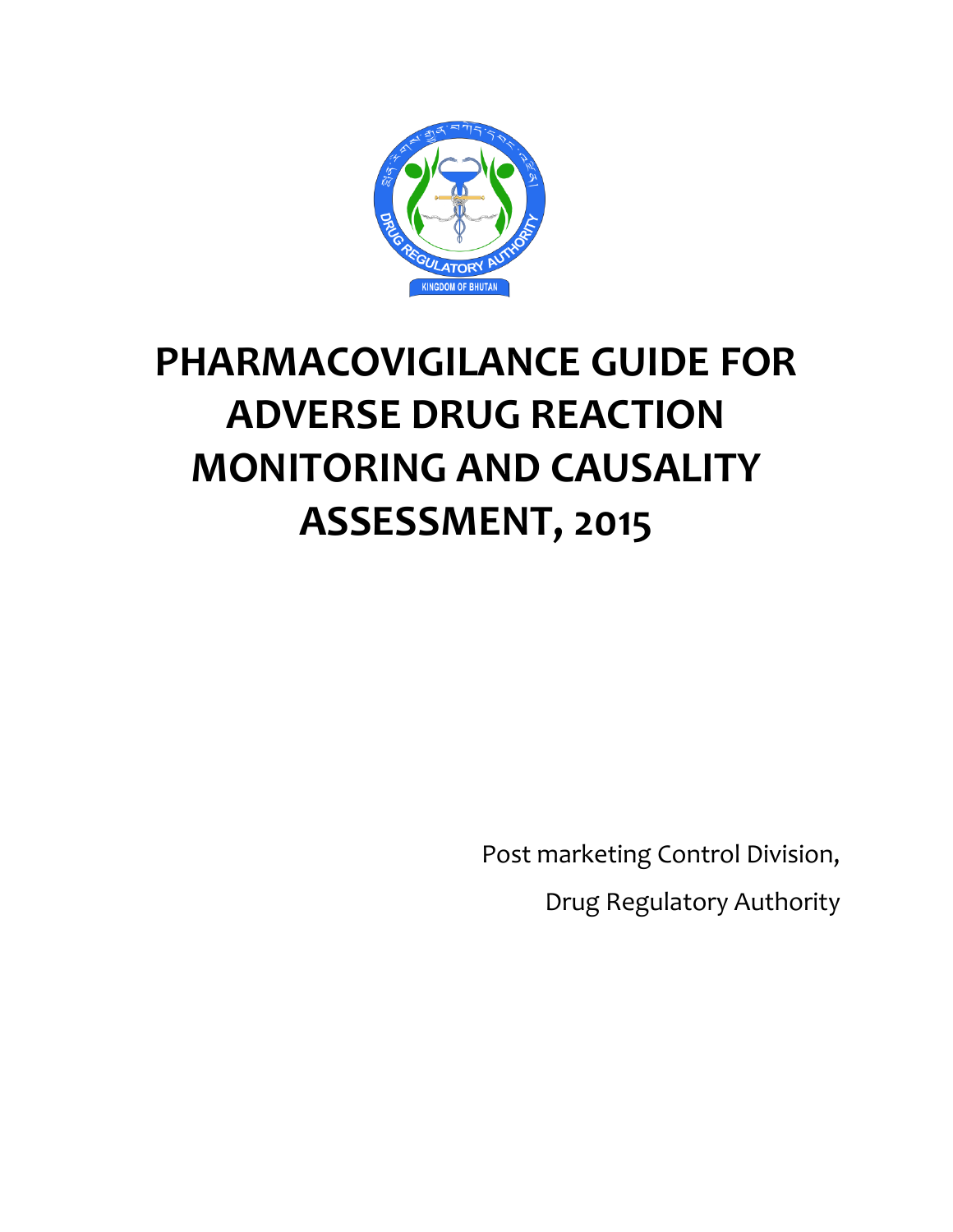# PHARMACOVIGILANCE GUIDE FOR ADVERSE DRUG REACTION MONITORING AND CAUSALITY ASSESSMENT, 2015

Post marketing Control Division,

Drug Regulatory Authority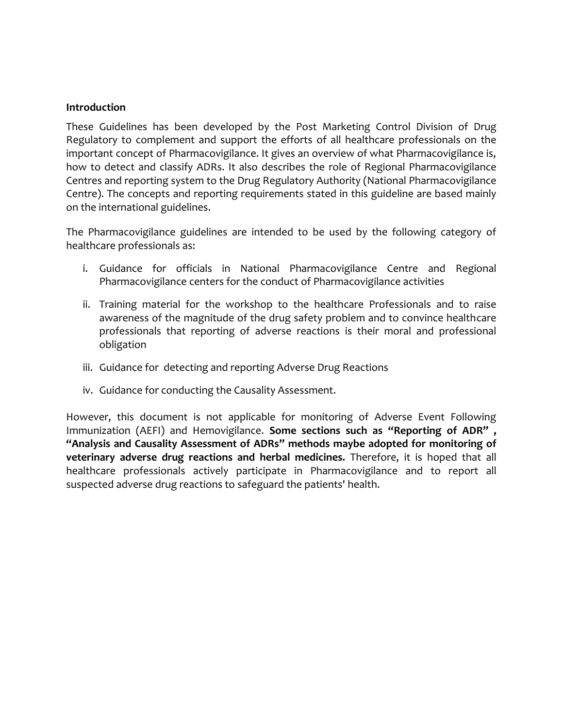**Introduction**

These Guidelines has been developed by the Post Marketing Control Division of Drug Regulatory to complement and support the efforts of all healthcare professionals on the important concept of Pharmacovigilance. It gives an overview of what Pharmacovigilance is, how to detect and classify ADRs. It also describes the role of Regional Pharmacovigilance Centres and reporting system to the Drug Regulatory Authority (National Pharmacovigilance Centre). The concepts and reporting requirements stated in this guideline are based mainly on the international guidelines.

The Pharmacovigilance guidelines are intended to be used by the following category of healthcare professionals as:

i. Guidance for officials in National Pharmacovigilance Centre and Regional Pharmacovigilance centers for the conduct of Pharmacovigilance activities

ii. Training material for the workshop to the healthcare Professionals and to raise awareness of the magnitude of the drug safety problem and to convince healthcare professionals that reporting of adverse reactions is their moral and professional obligation

iii. Guidance for detecting and reporting Adverse Drug Reactions

iv. Guidance for conducting the Causality Assessment.

However, this document is not applicable for monitoring of Adverse Event Following Immunization (AEFI) and Hemovigilance. **Some sections such as "Reporting of ADR" , "Analysis and Causality Assessment of ADRs" methods maybe adopted for monitoring of veterinary adverse drug reactions and herbal medicines.** Therefore, it is hoped that all healthcare professionals actively participate in Pharmacovigilance and to report all suspected adverse drug reactions to safeguard the patients' health.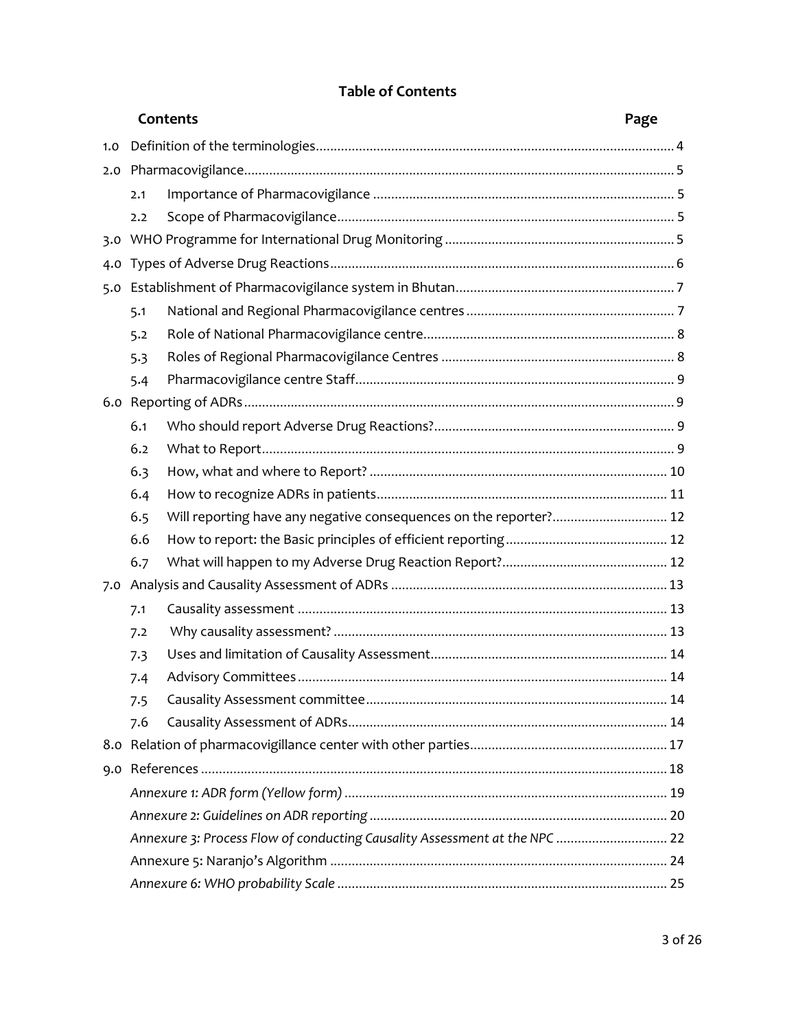# Table of Contents

| Contents | | Page |
|---|---|---|
| 1.0 | Definition of the terminologies | 4 |
| 2.0 | Pharmacovigilance | 5 |
| 2.1 | Importance of Pharmacovigilance | 5 |
| 2.2 | Scope of Pharmacovigilance | 5 |
| 3.0 | WHO Programme for International Drug Monitoring | 5 |
| 4.0 | Types of Adverse Drug Reactions | 6 |
| 5.0 | Establishment of Pharmacovigilance system in Bhutan | 7 |
| 5.1 | National and Regional Pharmacovigilance centres | 7 |
| 5.2 | Role of National Pharmacovigilance centre | 8 |
| 5.3 | Roles of Regional Pharmacovigilance Centres | 8 |
| 5.4 | Pharmacovigilance centre Staff | 9 |
| 6.0 | Reporting of ADRs | 9 |
| 6.1 | Who should report Adverse Drug Reactions? | 9 |
| 6.2 | What to Report | 9 |
| 6.3 | How, what and where to Report? | 10 |
| 6.4 | How to recognize ADRs in patients | 11 |
| 6.5 | Will reporting have any negative consequences on the reporter? | 12 |
| 6.6 | How to report: the Basic principles of efficient reporting | 12 |
| 6.7 | What will happen to my Adverse Drug Reaction Report? | 12 |
| 7.0 | Analysis and Causality Assessment of ADRs | 13 |
| 7.1 | Causality assessment | 13 |
| 7.2 | Why causality assessment? | 13 |
| 7.3 | Uses and limitation of Causality Assessment | 14 |
| 7.4 | Advisory Committees | 14 |
| 7.5 | Causality Assessment committee | 14 |
| 7.6 | Causality Assessment of ADRs | 14 |
| 8.0 | Relation of pharmacovigillance center with other parties | 17 |
| 9.0 | References | 18 |
| | *Annexure 1: ADR form (Yellow form)* | 19 |
| | *Annexure 2: Guidelines on ADR reporting* | 20 |
| | *Annexure 3: Process Flow of conducting Causality Assessment at the NPC* | 22 |
| | Annexure 5: Naranjo's Algorithm | 24 |
| | *Annexure 6: WHO probability Scale* | 25 |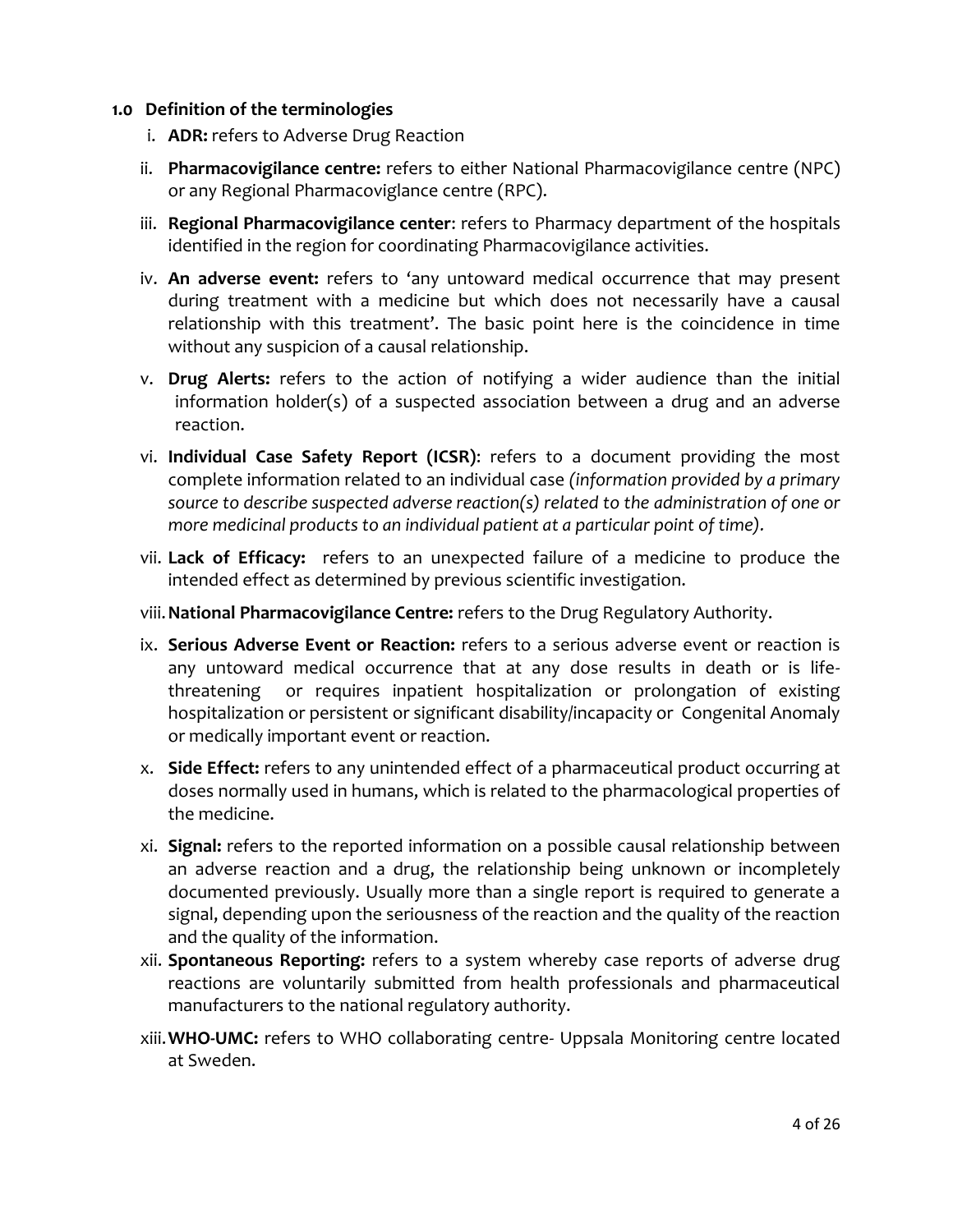### 1.0 Definition of the terminologies

i. **ADR:** refers to Adverse Drug Reaction

ii. **Pharmacovigilance centre:** refers to either National Pharmacovigilance centre (NPC) or any Regional Pharmacoviglance centre (RPC).

iii. **Regional Pharmacovigilance center**: refers to Pharmacy department of the hospitals identified in the region for coordinating Pharmacovigilance activities.

iv. **An adverse event:** refers to 'any untoward medical occurrence that may present during treatment with a medicine but which does not necessarily have a causal relationship with this treatment'. The basic point here is the coincidence in time without any suspicion of a causal relationship.

v. **Drug Alerts:** refers to the action of notifying a wider audience than the initial information holder(s) of a suspected association between a drug and an adverse reaction.

vi. **Individual Case Safety Report (ICSR)**: refers to a document providing the most complete information related to an individual case *(information provided by a primary source to describe suspected adverse reaction(s) related to the administration of one or more medicinal products to an individual patient at a particular point of time).*

vii. **Lack of Efficacy:** refers to an unexpected failure of a medicine to produce the intended effect as determined by previous scientific investigation.

viii. **National Pharmacovigilance Centre:** refers to the Drug Regulatory Authority.

ix. **Serious Adverse Event or Reaction:** refers to a serious adverse event or reaction is any untoward medical occurrence that at any dose results in death or is life-threatening or requires inpatient hospitalization or prolongation of existing hospitalization or persistent or significant disability/incapacity or Congenital Anomaly or medically important event or reaction.

x. **Side Effect:** refers to any unintended effect of a pharmaceutical product occurring at doses normally used in humans, which is related to the pharmacological properties of the medicine.

xi. **Signal:** refers to the reported information on a possible causal relationship between an adverse reaction and a drug, the relationship being unknown or incompletely documented previously. Usually more than a single report is required to generate a signal, depending upon the seriousness of the reaction and the quality of the reaction and the quality of the information.

xii. **Spontaneous Reporting:** refers to a system whereby case reports of adverse drug reactions are voluntarily submitted from health professionals and pharmaceutical manufacturers to the national regulatory authority.

xiii. **WHO-UMC:** refers to WHO collaborating centre- Uppsala Monitoring centre located at Sweden.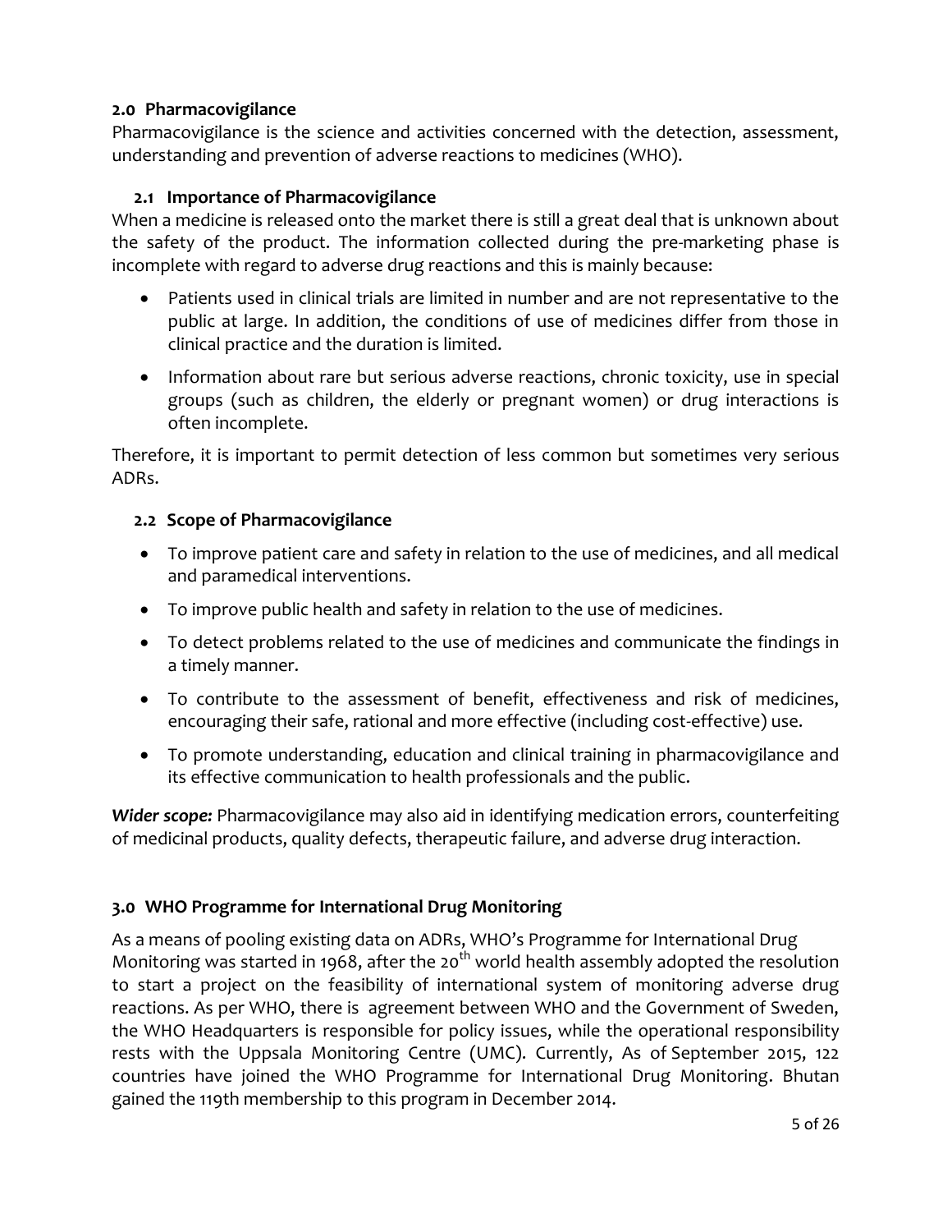## 2.0 Pharmacovigilance

Pharmacovigilance is the science and activities concerned with the detection, assessment, understanding and prevention of adverse reactions to medicines (WHO).

### 2.1 Importance of Pharmacovigilance

When a medicine is released onto the market there is still a great deal that is unknown about the safety of the product. The information collected during the pre-marketing phase is incomplete with regard to adverse drug reactions and this is mainly because:

- Patients used in clinical trials are limited in number and are not representative to the public at large. In addition, the conditions of use of medicines differ from those in clinical practice and the duration is limited.
- Information about rare but serious adverse reactions, chronic toxicity, use in special groups (such as children, the elderly or pregnant women) or drug interactions is often incomplete.

Therefore, it is important to permit detection of less common but sometimes very serious ADRs.

### 2.2 Scope of Pharmacovigilance

- To improve patient care and safety in relation to the use of medicines, and all medical and paramedical interventions.
- To improve public health and safety in relation to the use of medicines.
- To detect problems related to the use of medicines and communicate the findings in a timely manner.
- To contribute to the assessment of benefit, effectiveness and risk of medicines, encouraging their safe, rational and more effective (including cost-effective) use.
- To promote understanding, education and clinical training in pharmacovigilance and its effective communication to health professionals and the public.

***Wider scope:*** Pharmacovigilance may also aid in identifying medication errors, counterfeiting of medicinal products, quality defects, therapeutic failure, and adverse drug interaction.

## 3.0 WHO Programme for International Drug Monitoring

As a means of pooling existing data on ADRs, WHO's Programme for International Drug Monitoring was started in 1968, after the 20th world health assembly adopted the resolution to start a project on the feasibility of international system of monitoring adverse drug reactions. As per WHO, there is agreement between WHO and the Government of Sweden, the WHO Headquarters is responsible for policy issues, while the operational responsibility rests with the Uppsala Monitoring Centre (UMC). Currently, As of September 2015, 122 countries have joined the WHO Programme for International Drug Monitoring. Bhutan gained the 119th membership to this program in December 2014.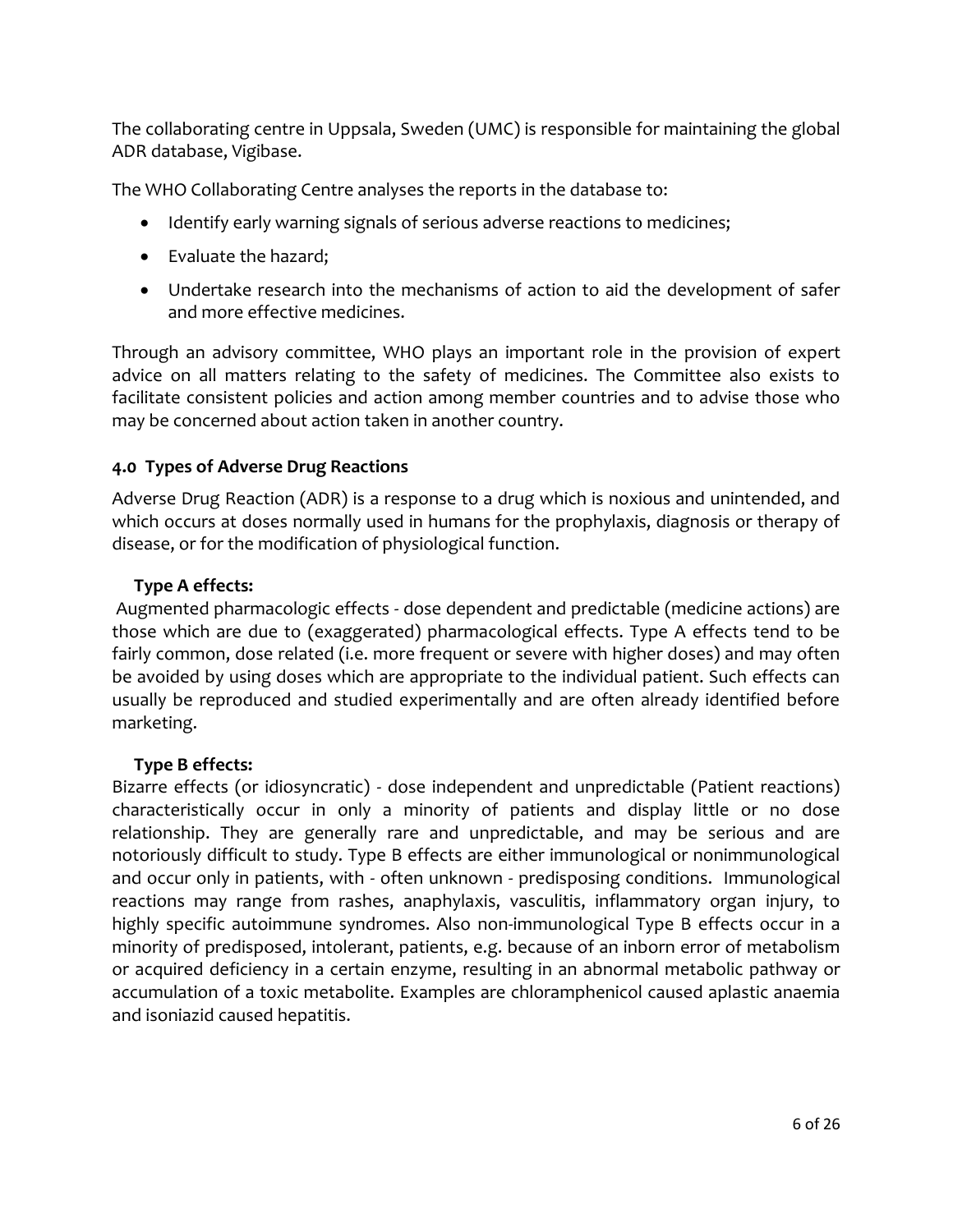The collaborating centre in Uppsala, Sweden (UMC) is responsible for maintaining the global ADR database, Vigibase.

The WHO Collaborating Centre analyses the reports in the database to:

- Identify early warning signals of serious adverse reactions to medicines;
- Evaluate the hazard;
- Undertake research into the mechanisms of action to aid the development of safer and more effective medicines.

Through an advisory committee, WHO plays an important role in the provision of expert advice on all matters relating to the safety of medicines. The Committee also exists to facilitate consistent policies and action among member countries and to advise those who may be concerned about action taken in another country.

### 4.0 Types of Adverse Drug Reactions

Adverse Drug Reaction (ADR) is a response to a drug which is noxious and unintended, and which occurs at doses normally used in humans for the prophylaxis, diagnosis or therapy of disease, or for the modification of physiological function.

**Type A effects:**

Augmented pharmacologic effects - dose dependent and predictable (medicine actions) are those which are due to (exaggerated) pharmacological effects. Type A effects tend to be fairly common, dose related (i.e. more frequent or severe with higher doses) and may often be avoided by using doses which are appropriate to the individual patient. Such effects can usually be reproduced and studied experimentally and are often already identified before marketing.

**Type B effects:**

Bizarre effects (or idiosyncratic) - dose independent and unpredictable (Patient reactions) characteristically occur in only a minority of patients and display little or no dose relationship. They are generally rare and unpredictable, and may be serious and are notoriously difficult to study. Type B effects are either immunological or nonimmunological and occur only in patients, with - often unknown - predisposing conditions. Immunological reactions may range from rashes, anaphylaxis, vasculitis, inflammatory organ injury, to highly specific autoimmune syndromes. Also non-immunological Type B effects occur in a minority of predisposed, intolerant, patients, e.g. because of an inborn error of metabolism or acquired deficiency in a certain enzyme, resulting in an abnormal metabolic pathway or accumulation of a toxic metabolite. Examples are chloramphenicol caused aplastic anaemia and isoniazid caused hepatitis.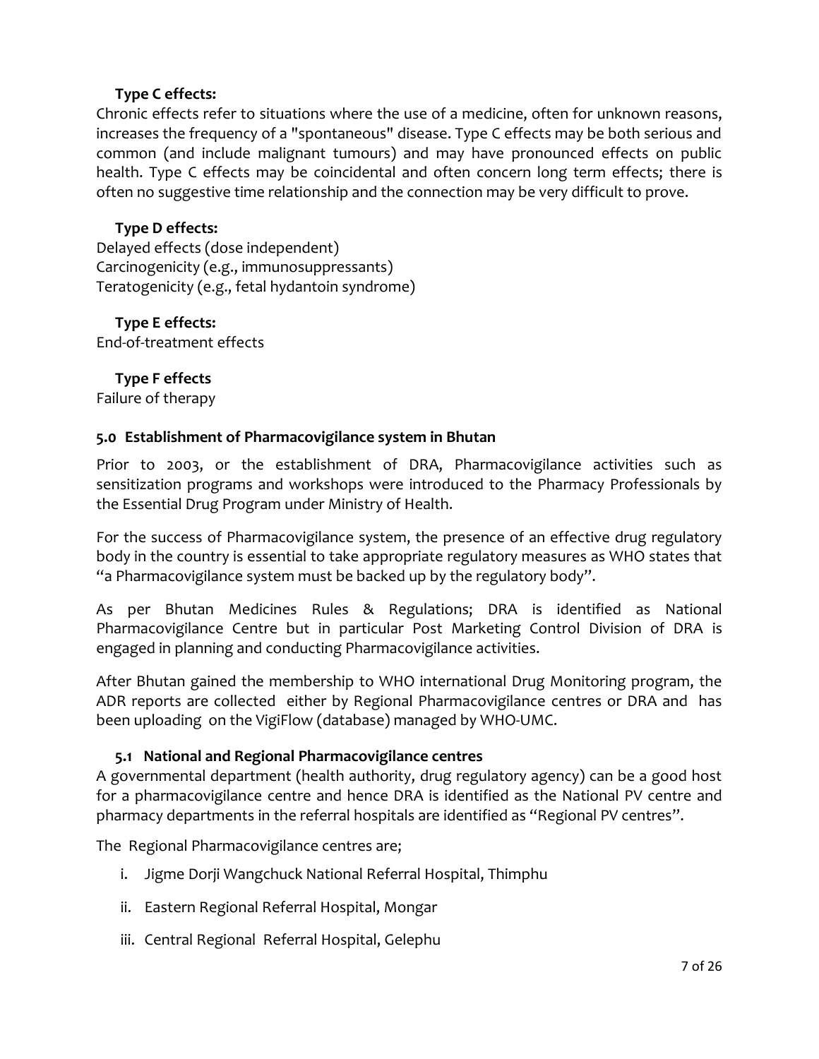**Type C effects:**

Chronic effects refer to situations where the use of a medicine, often for unknown reasons, increases the frequency of a "spontaneous" disease. Type C effects may be both serious and common (and include malignant tumours) and may have pronounced effects on public health. Type C effects may be coincidental and often concern long term effects; there is often no suggestive time relationship and the connection may be very difficult to prove.

**Type D effects:**

Delayed effects (dose independent)
Carcinogenicity (e.g., immunosuppressants)
Teratogenicity (e.g., fetal hydantoin syndrome)

**Type E effects:**

End-of-treatment effects

**Type F effects**

Failure of therapy

## 5.0 Establishment of Pharmacovigilance system in Bhutan

Prior to 2003, or the establishment of DRA, Pharmacovigilance activities such as sensitization programs and workshops were introduced to the Pharmacy Professionals by the Essential Drug Program under Ministry of Health.

For the success of Pharmacovigilance system, the presence of an effective drug regulatory body in the country is essential to take appropriate regulatory measures as WHO states that "a Pharmacovigilance system must be backed up by the regulatory body".

As per Bhutan Medicines Rules & Regulations; DRA is identified as National Pharmacovigilance Centre but in particular Post Marketing Control Division of DRA is engaged in planning and conducting Pharmacovigilance activities.

After Bhutan gained the membership to WHO international Drug Monitoring program, the ADR reports are collected either by Regional Pharmacovigilance centres or DRA and has been uploading on the VigiFlow (database) managed by WHO-UMC.

### 5.1 National and Regional Pharmacovigilance centres

A governmental department (health authority, drug regulatory agency) can be a good host for a pharmacovigilance centre and hence DRA is identified as the National PV centre and pharmacy departments in the referral hospitals are identified as "Regional PV centres".

The Regional Pharmacovigilance centres are;

i. Jigme Dorji Wangchuck National Referral Hospital, Thimphu
ii. Eastern Regional Referral Hospital, Mongar
iii. Central Regional Referral Hospital, Gelephu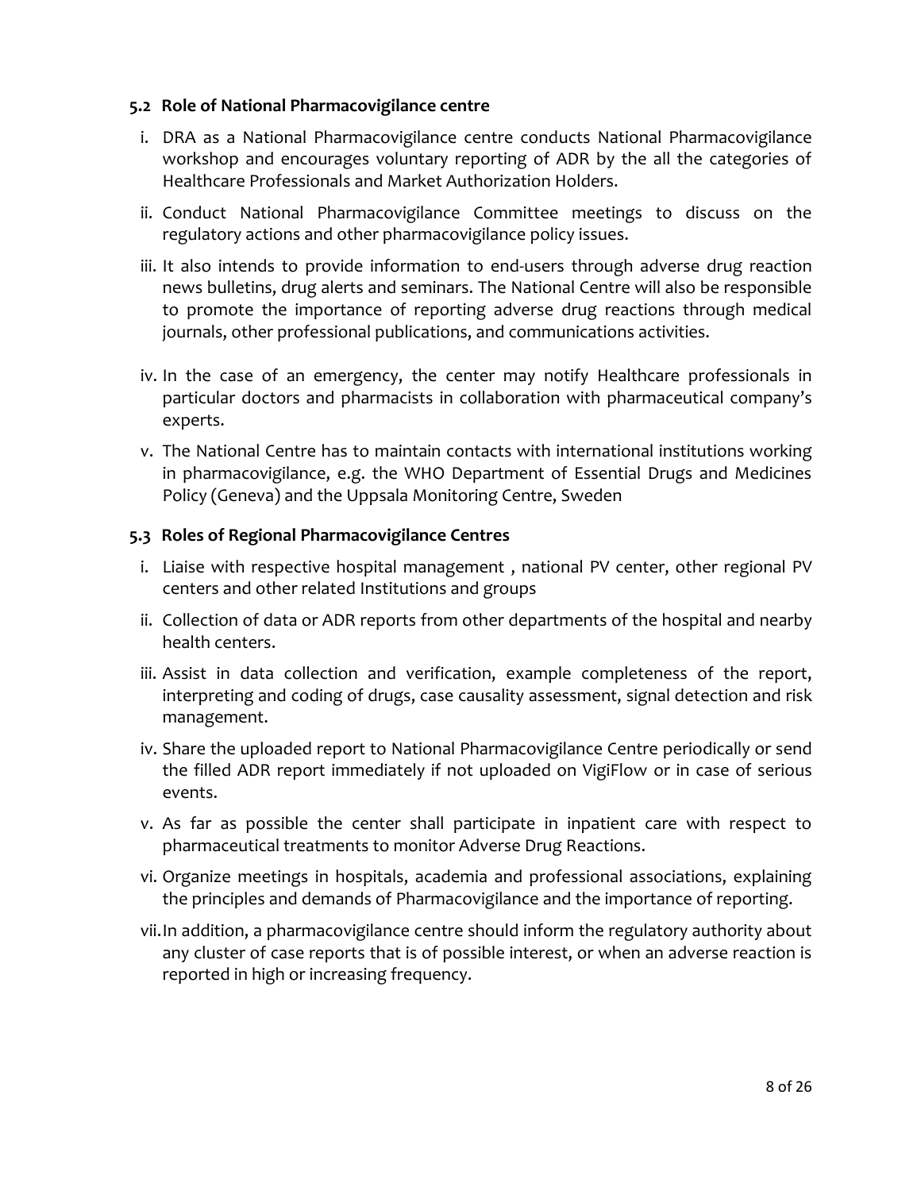### 5.2 Role of National Pharmacovigilance centre

i. DRA as a National Pharmacovigilance centre conducts National Pharmacovigilance workshop and encourages voluntary reporting of ADR by the all the categories of Healthcare Professionals and Market Authorization Holders.

ii. Conduct National Pharmacovigilance Committee meetings to discuss on the regulatory actions and other pharmacovigilance policy issues.

iii. It also intends to provide information to end-users through adverse drug reaction news bulletins, drug alerts and seminars. The National Centre will also be responsible to promote the importance of reporting adverse drug reactions through medical journals, other professional publications, and communications activities.

iv. In the case of an emergency, the center may notify Healthcare professionals in particular doctors and pharmacists in collaboration with pharmaceutical company's experts.

v. The National Centre has to maintain contacts with international institutions working in pharmacovigilance, e.g. the WHO Department of Essential Drugs and Medicines Policy (Geneva) and the Uppsala Monitoring Centre, Sweden

### 5.3 Roles of Regional Pharmacovigilance Centres

i. Liaise with respective hospital management , national PV center, other regional PV centers and other related Institutions and groups

ii. Collection of data or ADR reports from other departments of the hospital and nearby health centers.

iii. Assist in data collection and verification, example completeness of the report, interpreting and coding of drugs, case causality assessment, signal detection and risk management.

iv. Share the uploaded report to National Pharmacovigilance Centre periodically or send the filled ADR report immediately if not uploaded on VigiFlow or in case of serious events.

v. As far as possible the center shall participate in inpatient care with respect to pharmaceutical treatments to monitor Adverse Drug Reactions.

vi. Organize meetings in hospitals, academia and professional associations, explaining the principles and demands of Pharmacovigilance and the importance of reporting.

vii. In addition, a pharmacovigilance centre should inform the regulatory authority about any cluster of case reports that is of possible interest, or when an adverse reaction is reported in high or increasing frequency.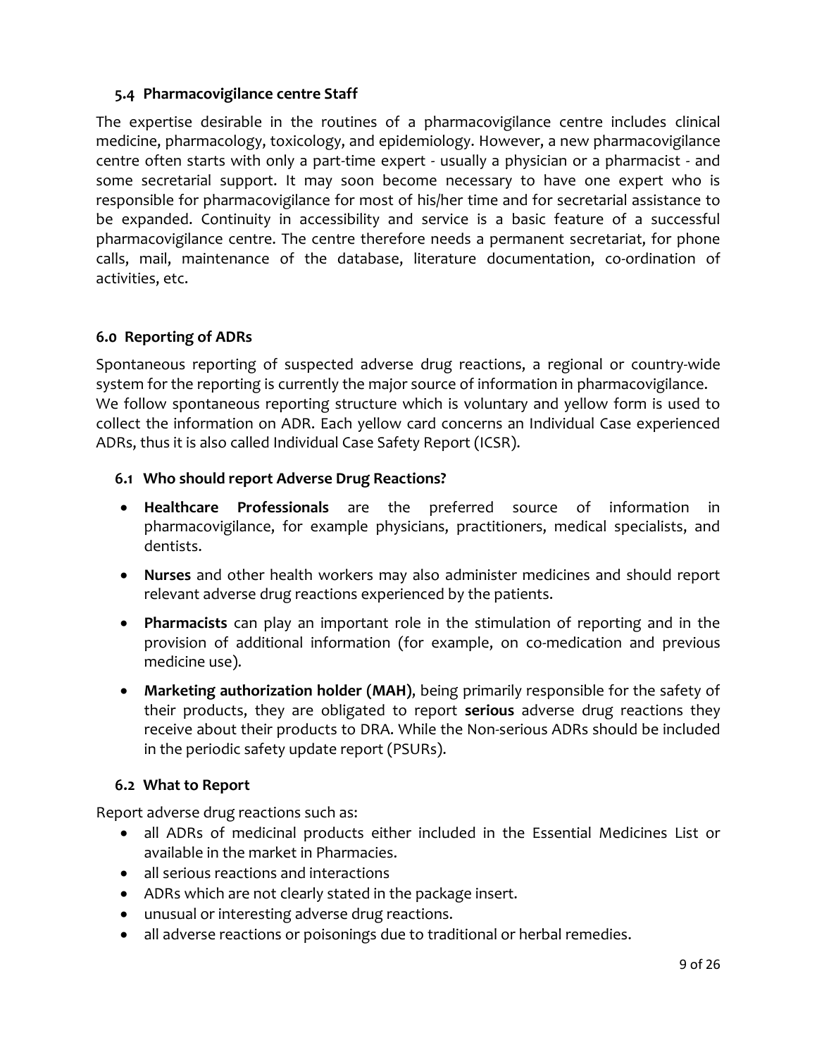### 5.4 Pharmacovigilance centre Staff

The expertise desirable in the routines of a pharmacovigilance centre includes clinical medicine, pharmacology, toxicology, and epidemiology. However, a new pharmacovigilance centre often starts with only a part-time expert - usually a physician or a pharmacist - and some secretarial support. It may soon become necessary to have one expert who is responsible for pharmacovigilance for most of his/her time and for secretarial assistance to be expanded. Continuity in accessibility and service is a basic feature of a successful pharmacovigilance centre. The centre therefore needs a permanent secretariat, for phone calls, mail, maintenance of the database, literature documentation, co-ordination of activities, etc.

## 6.0 Reporting of ADRs

Spontaneous reporting of suspected adverse drug reactions, a regional or country-wide system for the reporting is currently the major source of information in pharmacovigilance. We follow spontaneous reporting structure which is voluntary and yellow form is used to collect the information on ADR. Each yellow card concerns an Individual Case experienced ADRs, thus it is also called Individual Case Safety Report (ICSR).

### 6.1 Who should report Adverse Drug Reactions?

- **Healthcare Professionals** are the preferred source of information in pharmacovigilance, for example physicians, practitioners, medical specialists, and dentists.
- **Nurses** and other health workers may also administer medicines and should report relevant adverse drug reactions experienced by the patients.
- **Pharmacists** can play an important role in the stimulation of reporting and in the provision of additional information (for example, on co-medication and previous medicine use).
- **Marketing authorization holder (MAH)**, being primarily responsible for the safety of their products, they are obligated to report **serious** adverse drug reactions they receive about their products to DRA. While the Non-serious ADRs should be included in the periodic safety update report (PSURs).

### 6.2 What to Report

Report adverse drug reactions such as:

- all ADRs of medicinal products either included in the Essential Medicines List or available in the market in Pharmacies.
- all serious reactions and interactions
- ADRs which are not clearly stated in the package insert.
- unusual or interesting adverse drug reactions.
- all adverse reactions or poisonings due to traditional or herbal remedies.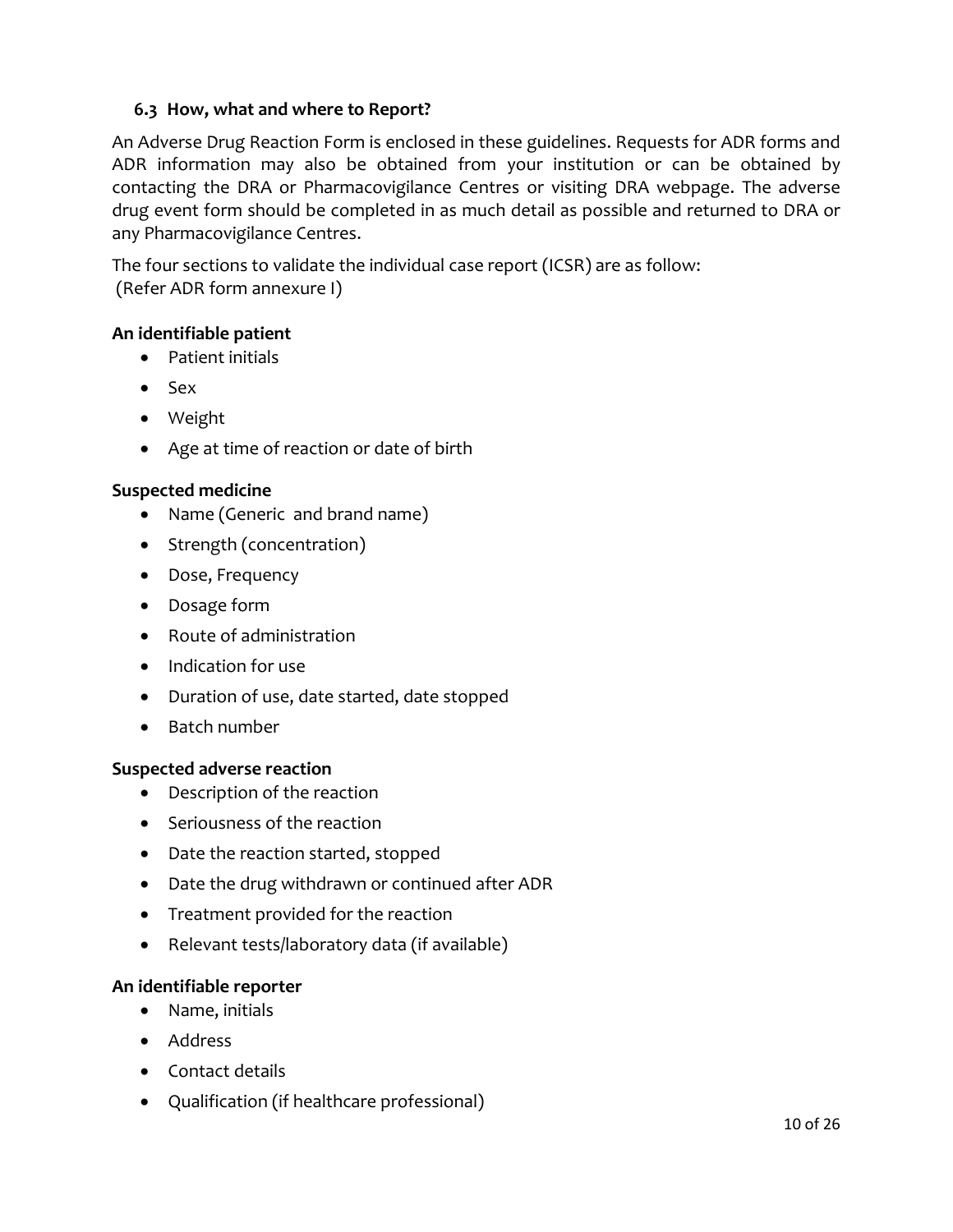### 6.3 How, what and where to Report?

An Adverse Drug Reaction Form is enclosed in these guidelines. Requests for ADR forms and ADR information may also be obtained from your institution or can be obtained by contacting the DRA or Pharmacovigilance Centres or visiting DRA webpage. The adverse drug event form should be completed in as much detail as possible and returned to DRA or any Pharmacovigilance Centres.

The four sections to validate the individual case report (ICSR) are as follow:
(Refer ADR form annexure I)

**An identifiable patient**

- Patient initials
- Sex
- Weight
- Age at time of reaction or date of birth

**Suspected medicine**

- Name (Generic and brand name)
- Strength (concentration)
- Dose, Frequency
- Dosage form
- Route of administration
- Indication for use
- Duration of use, date started, date stopped
- Batch number

**Suspected adverse reaction**

- Description of the reaction
- Seriousness of the reaction
- Date the reaction started, stopped
- Date the drug withdrawn or continued after ADR
- Treatment provided for the reaction
- Relevant tests/laboratory data (if available)

**An identifiable reporter**

- Name, initials
- Address
- Contact details
- Qualification (if healthcare professional)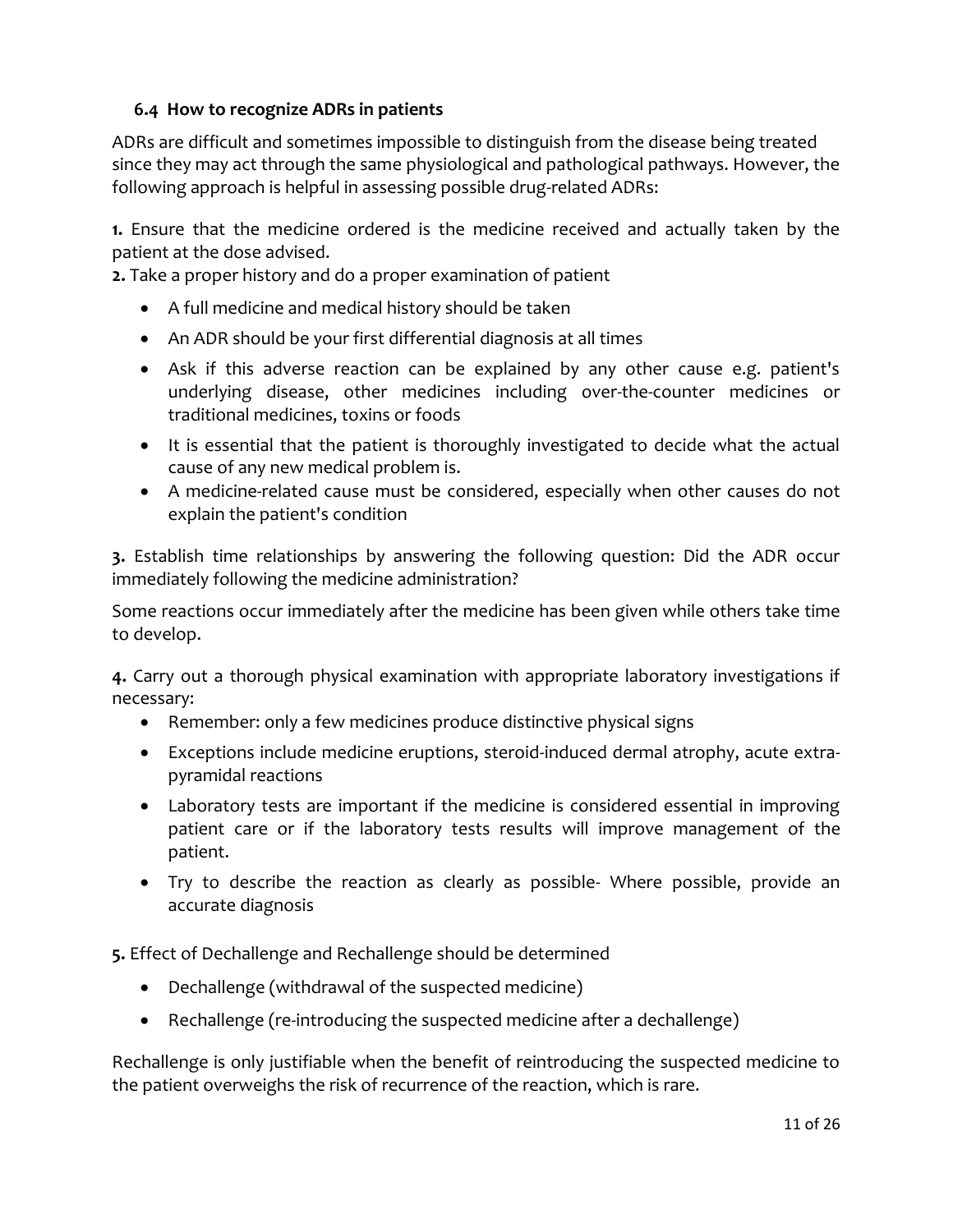### 6.4 How to recognize ADRs in patients

ADRs are difficult and sometimes impossible to distinguish from the disease being treated since they may act through the same physiological and pathological pathways. However, the following approach is helpful in assessing possible drug-related ADRs:

**1.** Ensure that the medicine ordered is the medicine received and actually taken by the patient at the dose advised.

**2.** Take a proper history and do a proper examination of patient

- A full medicine and medical history should be taken
- An ADR should be your first differential diagnosis at all times
- Ask if this adverse reaction can be explained by any other cause e.g. patient's underlying disease, other medicines including over-the-counter medicines or traditional medicines, toxins or foods
- It is essential that the patient is thoroughly investigated to decide what the actual cause of any new medical problem is.
- A medicine-related cause must be considered, especially when other causes do not explain the patient's condition

**3.** Establish time relationships by answering the following question: Did the ADR occur immediately following the medicine administration?

Some reactions occur immediately after the medicine has been given while others take time to develop.

**4.** Carry out a thorough physical examination with appropriate laboratory investigations if necessary:

- Remember: only a few medicines produce distinctive physical signs
- Exceptions include medicine eruptions, steroid-induced dermal atrophy, acute extra-pyramidal reactions
- Laboratory tests are important if the medicine is considered essential in improving patient care or if the laboratory tests results will improve management of the patient.
- Try to describe the reaction as clearly as possible- Where possible, provide an accurate diagnosis

**5.** Effect of Dechallenge and Rechallenge should be determined

- Dechallenge (withdrawal of the suspected medicine)
- Rechallenge (re-introducing the suspected medicine after a dechallenge)

Rechallenge is only justifiable when the benefit of reintroducing the suspected medicine to the patient overweighs the risk of recurrence of the reaction, which is rare.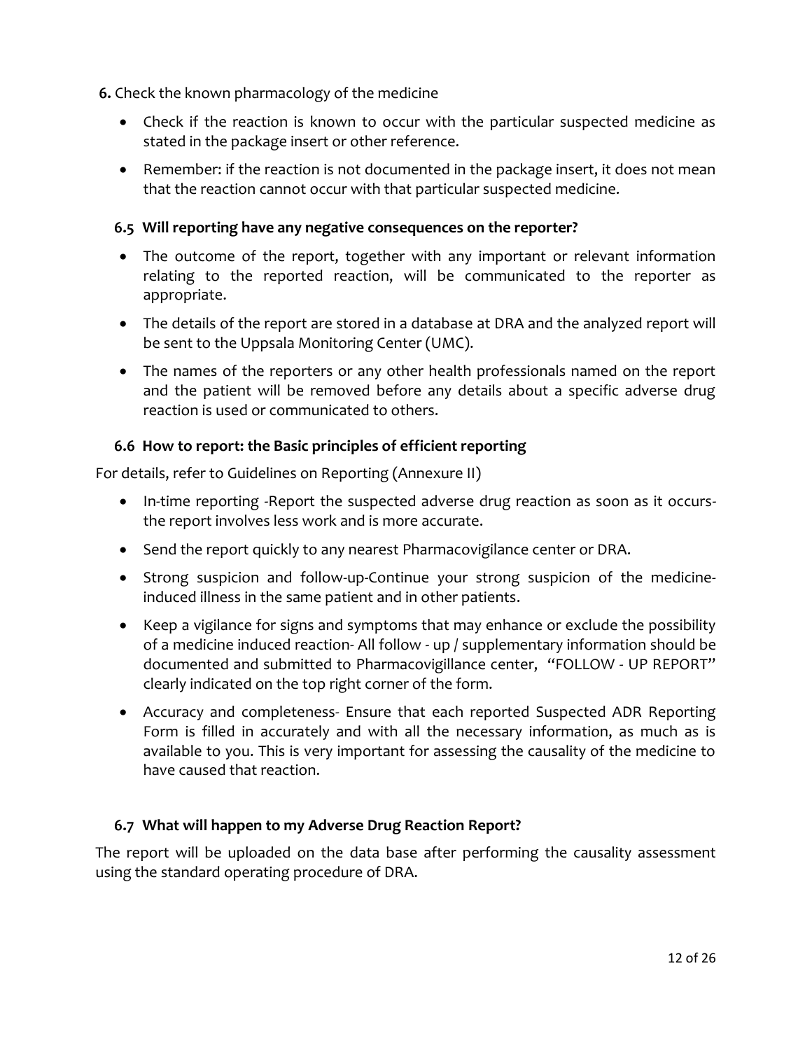**6.** Check the known pharmacology of the medicine

- Check if the reaction is known to occur with the particular suspected medicine as stated in the package insert or other reference.
- Remember: if the reaction is not documented in the package insert, it does not mean that the reaction cannot occur with that particular suspected medicine.

### 6.5 Will reporting have any negative consequences on the reporter?

- The outcome of the report, together with any important or relevant information relating to the reported reaction, will be communicated to the reporter as appropriate.
- The details of the report are stored in a database at DRA and the analyzed report will be sent to the Uppsala Monitoring Center (UMC).
- The names of the reporters or any other health professionals named on the report and the patient will be removed before any details about a specific adverse drug reaction is used or communicated to others.

### 6.6 How to report: the Basic principles of efficient reporting

For details, refer to Guidelines on Reporting (Annexure II)

- In-time reporting -Report the suspected adverse drug reaction as soon as it occurs-the report involves less work and is more accurate.
- Send the report quickly to any nearest Pharmacovigilance center or DRA.
- Strong suspicion and follow-up-Continue your strong suspicion of the medicine-induced illness in the same patient and in other patients.
- Keep a vigilance for signs and symptoms that may enhance or exclude the possibility of a medicine induced reaction- All follow - up / supplementary information should be documented and submitted to Pharmacovigillance center, "FOLLOW - UP REPORT" clearly indicated on the top right corner of the form.
- Accuracy and completeness- Ensure that each reported Suspected ADR Reporting Form is filled in accurately and with all the necessary information, as much as is available to you. This is very important for assessing the causality of the medicine to have caused that reaction.

### 6.7 What will happen to my Adverse Drug Reaction Report?

The report will be uploaded on the data base after performing the causality assessment using the standard operating procedure of DRA.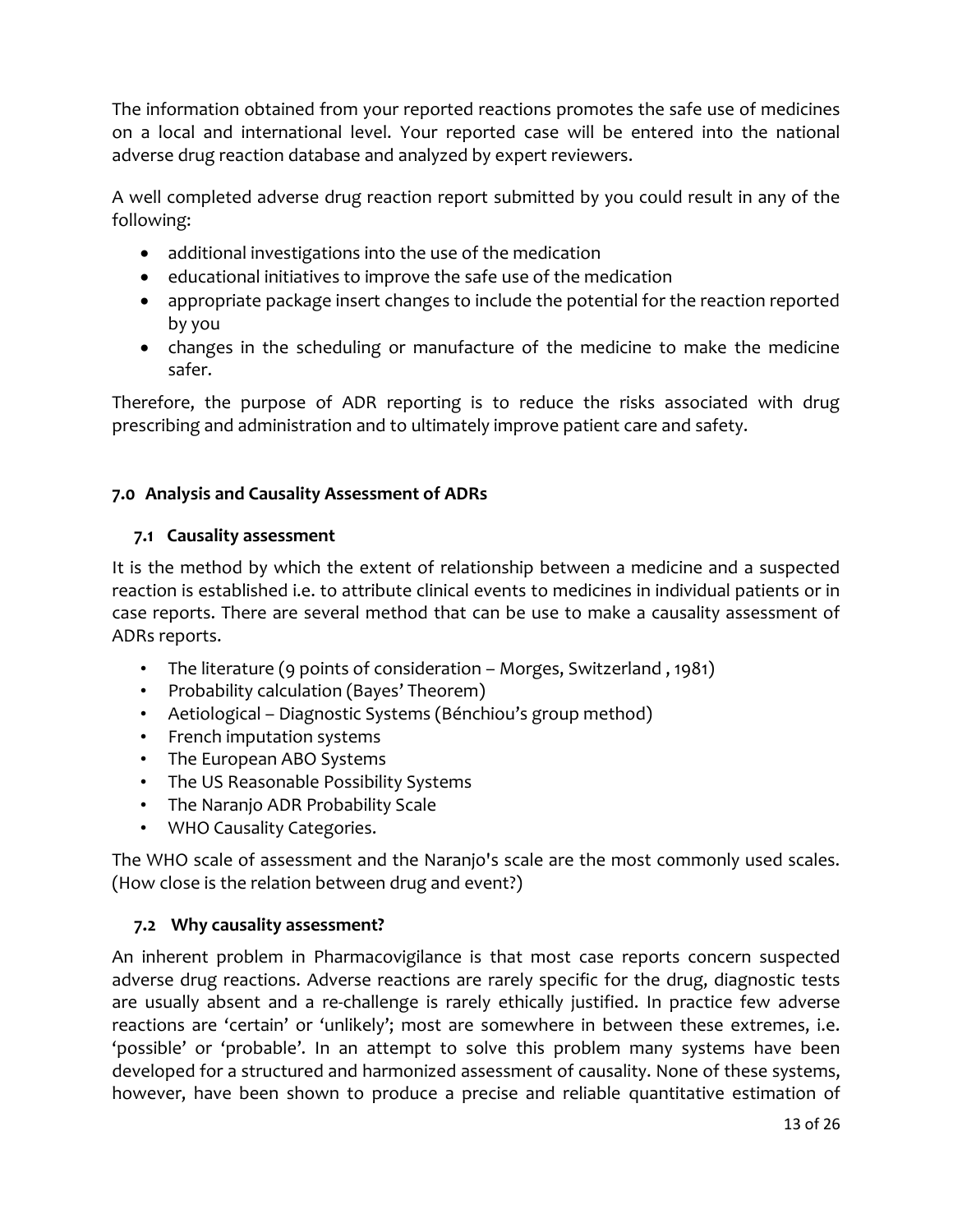The information obtained from your reported reactions promotes the safe use of medicines on a local and international level. Your reported case will be entered into the national adverse drug reaction database and analyzed by expert reviewers.

A well completed adverse drug reaction report submitted by you could result in any of the following:

- additional investigations into the use of the medication
- educational initiatives to improve the safe use of the medication
- appropriate package insert changes to include the potential for the reaction reported by you
- changes in the scheduling or manufacture of the medicine to make the medicine safer.

Therefore, the purpose of ADR reporting is to reduce the risks associated with drug prescribing and administration and to ultimately improve patient care and safety.

## 7.0 Analysis and Causality Assessment of ADRs

### 7.1 Causality assessment

It is the method by which the extent of relationship between a medicine and a suspected reaction is established i.e. to attribute clinical events to medicines in individual patients or in case reports. There are several method that can be use to make a causality assessment of ADRs reports.

- The literature (9 points of consideration – Morges, Switzerland , 1981)
- Probability calculation (Bayes' Theorem)
- Aetiological – Diagnostic Systems (Bénchiou's group method)
- French imputation systems
- The European ABO Systems
- The US Reasonable Possibility Systems
- The Naranjo ADR Probability Scale
- WHO Causality Categories.

The WHO scale of assessment and the Naranjo's scale are the most commonly used scales. (How close is the relation between drug and event?)

### 7.2 Why causality assessment?

An inherent problem in Pharmacovigilance is that most case reports concern suspected adverse drug reactions. Adverse reactions are rarely specific for the drug, diagnostic tests are usually absent and a re-challenge is rarely ethically justified. In practice few adverse reactions are 'certain' or 'unlikely'; most are somewhere in between these extremes, i.e. 'possible' or 'probable'. In an attempt to solve this problem many systems have been developed for a structured and harmonized assessment of causality. None of these systems, however, have been shown to produce a precise and reliable quantitative estimation of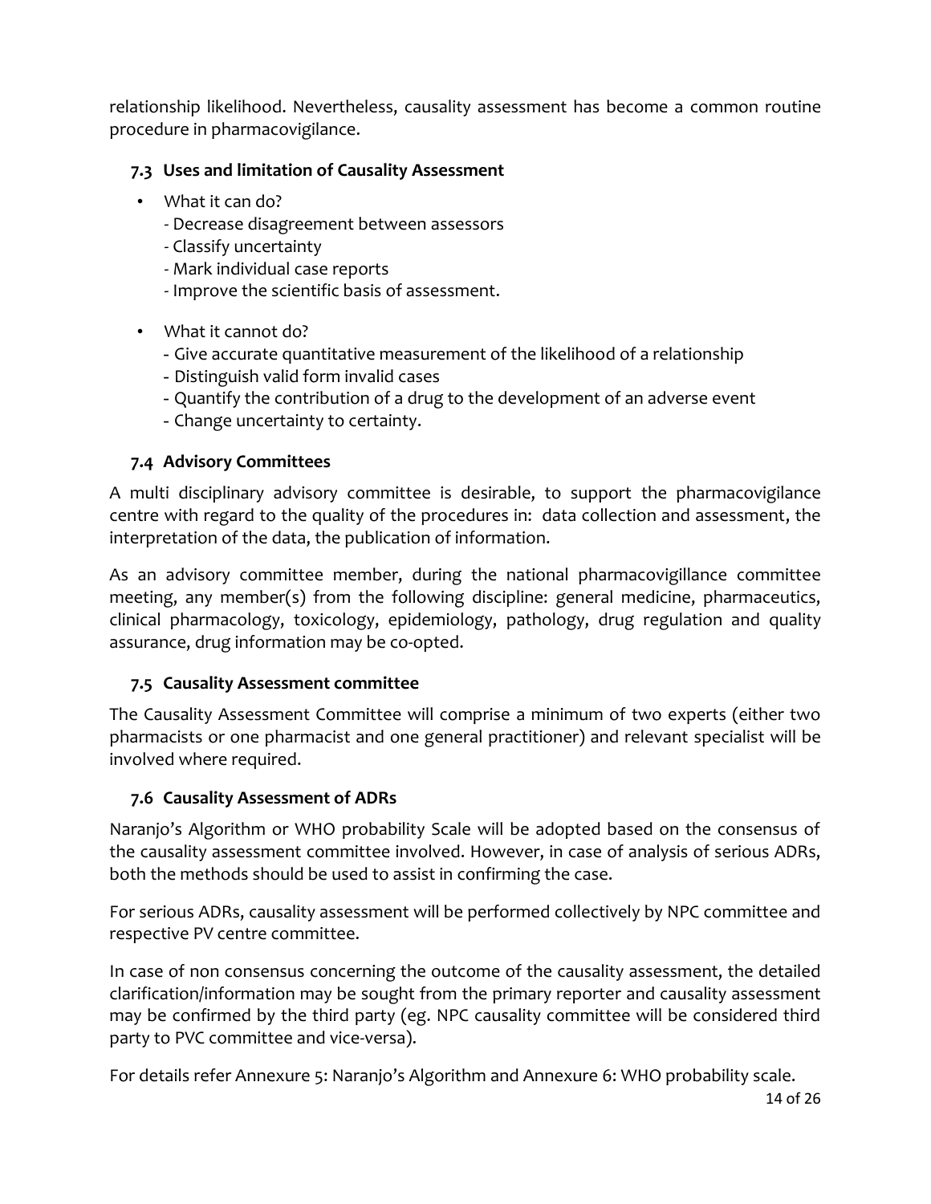relationship likelihood. Nevertheless, causality assessment has become a common routine procedure in pharmacovigilance.

### 7.3 Uses and limitation of Causality Assessment

- What it can do?
  - Decrease disagreement between assessors
  - Classify uncertainty
  - Mark individual case reports
  - Improve the scientific basis of assessment.
- What it cannot do?
  - Give accurate quantitative measurement of the likelihood of a relationship
  - Distinguish valid form invalid cases
  - Quantify the contribution of a drug to the development of an adverse event
  - Change uncertainty to certainty.

### 7.4 Advisory Committees

A multi disciplinary advisory committee is desirable, to support the pharmacovigilance centre with regard to the quality of the procedures in: data collection and assessment, the interpretation of the data, the publication of information.

As an advisory committee member, during the national pharmacovigillance committee meeting, any member(s) from the following discipline: general medicine, pharmaceutics, clinical pharmacology, toxicology, epidemiology, pathology, drug regulation and quality assurance, drug information may be co-opted.

### 7.5 Causality Assessment committee

The Causality Assessment Committee will comprise a minimum of two experts (either two pharmacists or one pharmacist and one general practitioner) and relevant specialist will be involved where required.

### 7.6 Causality Assessment of ADRs

Naranjo's Algorithm or WHO probability Scale will be adopted based on the consensus of the causality assessment committee involved. However, in case of analysis of serious ADRs, both the methods should be used to assist in confirming the case.

For serious ADRs, causality assessment will be performed collectively by NPC committee and respective PV centre committee.

In case of non consensus concerning the outcome of the causality assessment, the detailed clarification/information may be sought from the primary reporter and causality assessment may be confirmed by the third party (eg. NPC causality committee will be considered third party to PVC committee and vice-versa).

For details refer Annexure 5: Naranjo's Algorithm and Annexure 6: WHO probability scale.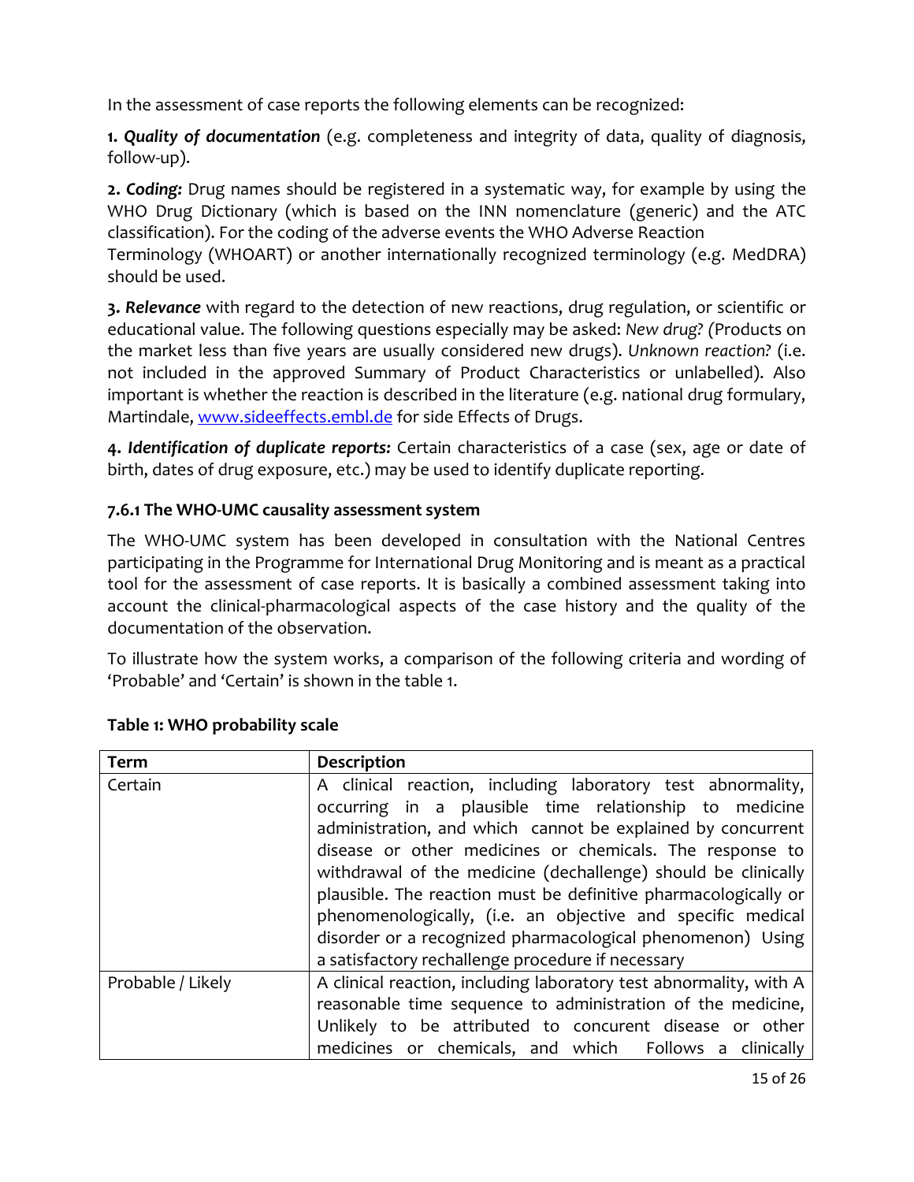In the assessment of case reports the following elements can be recognized:

**1.** ***Quality of documentation*** (e.g. completeness and integrity of data, quality of diagnosis, follow-up).

**2.** ***Coding:*** Drug names should be registered in a systematic way, for example by using the WHO Drug Dictionary (which is based on the INN nomenclature (generic) and the ATC classification). For the coding of the adverse events the WHO Adverse Reaction Terminology (WHOART) or another internationally recognized terminology (e.g. MedDRA) should be used.

**3.** ***Relevance*** with regard to the detection of new reactions, drug regulation, or scientific or educational value. The following questions especially may be asked: *New drug? (*Products on the market less than five years are usually considered new drugs). *Unknown reaction?* (i.e. not included in the approved Summary of Product Characteristics or unlabelled). Also important is whether the reaction is described in the literature (e.g. national drug formulary, Martindale, [www.sideeffects.embl.de](http://www.sideeffects.embl.de) for side Effects of Drugs.

**4.** ***Identification of duplicate reports:*** Certain characteristics of a case (sex, age or date of birth, dates of drug exposure, etc.) may be used to identify duplicate reporting.

### 7.6.1 The WHO-UMC causality assessment system

The WHO-UMC system has been developed in consultation with the National Centres participating in the Programme for International Drug Monitoring and is meant as a practical tool for the assessment of case reports. It is basically a combined assessment taking into account the clinical-pharmacological aspects of the case history and the quality of the documentation of the observation.

To illustrate how the system works, a comparison of the following criteria and wording of 'Probable' and 'Certain' is shown in the table 1.

**Table 1: WHO probability scale**

| Term | Description |
|---|---|
| Certain | A clinical reaction, including laboratory test abnormality, occurring in a plausible time relationship to medicine administration, and which cannot be explained by concurrent disease or other medicines or chemicals. The response to withdrawal of the medicine (dechallenge) should be clinically plausible. The reaction must be definitive pharmacologically or phenomenologically, (i.e. an objective and specific medical disorder or a recognized pharmacological phenomenon) Using a satisfactory rechallenge procedure if necessary |
| Probable / Likely | A clinical reaction, including laboratory test abnormality, with A reasonable time sequence to administration of the medicine, Unlikely to be attributed to concurent disease or other medicines or chemicals, and which Follows a clinically |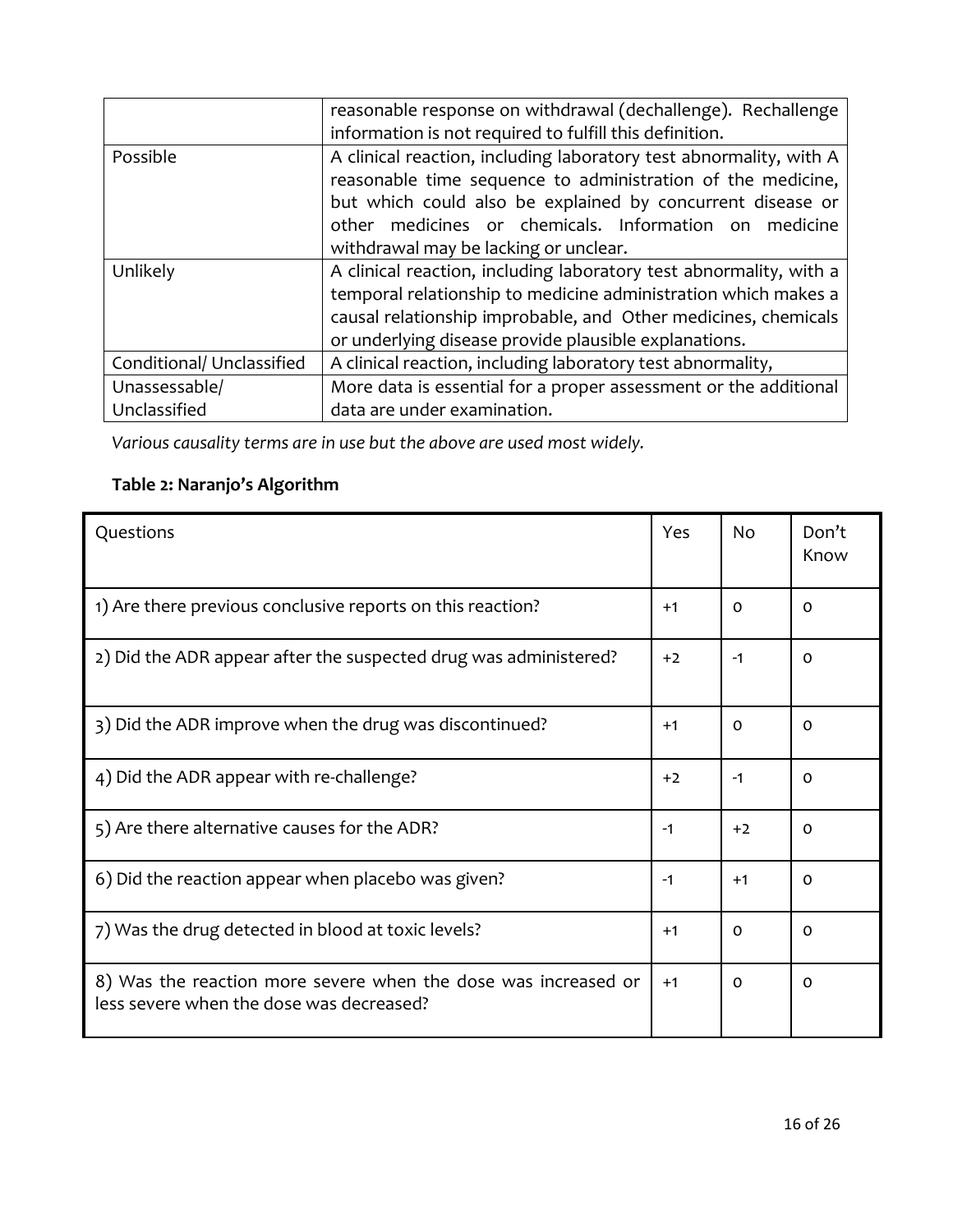|  | reasonable response on withdrawal (dechallenge). Rechallenge information is not required to fulfill this definition. |
|---|---|
| Possible | A clinical reaction, including laboratory test abnormality, with A reasonable time sequence to administration of the medicine, but which could also be explained by concurrent disease or other medicines or chemicals. Information on medicine withdrawal may be lacking or unclear. |
| Unlikely | A clinical reaction, including laboratory test abnormality, with a temporal relationship to medicine administration which makes a causal relationship improbable, and Other medicines, chemicals or underlying disease provide plausible explanations. |
| Conditional/ Unclassified | A clinical reaction, including laboratory test abnormality, |
| Unassessable/ Unclassified | More data is essential for a proper assessment or the additional data are under examination. |

*Various causality terms are in use but the above are used most widely.*

**Table 2: Naranjo's Algorithm**

| Questions | Yes | No | Don't Know |
|---|---|---|---|
| 1) Are there previous conclusive reports on this reaction? | +1 | 0 | 0 |
| 2) Did the ADR appear after the suspected drug was administered? | +2 | -1 | 0 |
| 3) Did the ADR improve when the drug was discontinued? | +1 | 0 | 0 |
| 4) Did the ADR appear with re-challenge? | +2 | -1 | 0 |
| 5) Are there alternative causes for the ADR? | -1 | +2 | 0 |
| 6) Did the reaction appear when placebo was given? | -1 | +1 | 0 |
| 7) Was the drug detected in blood at toxic levels? | +1 | 0 | 0 |
| 8) Was the reaction more severe when the dose was increased or less severe when the dose was decreased? | +1 | 0 | 0 |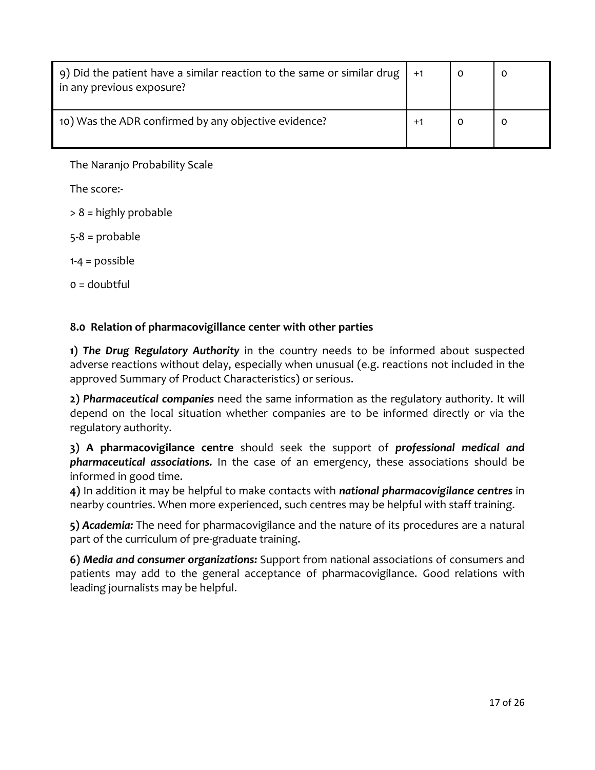| | | | |
|---|---|---|---|
| 9) Did the patient have a similar reaction to the same or similar drug in any previous exposure? | +1 | 0 | 0 |
| 10) Was the ADR confirmed by any objective evidence? | +1 | 0 | 0 |

The Naranjo Probability Scale

The score:-

> 8 = highly probable

5-8 = probable

1-4 = possible

0 = doubtful

**8.0 Relation of pharmacovigillance center with other parties**

**1)** ***The Drug Regulatory Authority*** in the country needs to be informed about suspected adverse reactions without delay, especially when unusual (e.g. reactions not included in the approved Summary of Product Characteristics) or serious.

**2)** ***Pharmaceutical companies*** need the same information as the regulatory authority. It will depend on the local situation whether companies are to be informed directly or via the regulatory authority.

**3) A pharmacovigilance centre** should seek the support of ***professional medical and pharmaceutical associations.*** In the case of an emergency, these associations should be informed in good time.

**4)** In addition it may be helpful to make contacts with ***national pharmacovigilance centres*** in nearby countries. When more experienced, such centres may be helpful with staff training.

**5)** ***Academia:*** The need for pharmacovigilance and the nature of its procedures are a natural part of the curriculum of pre-graduate training.

**6)** ***Media and consumer organizations:*** Support from national associations of consumers and patients may add to the general acceptance of pharmacovigilance. Good relations with leading journalists may be helpful.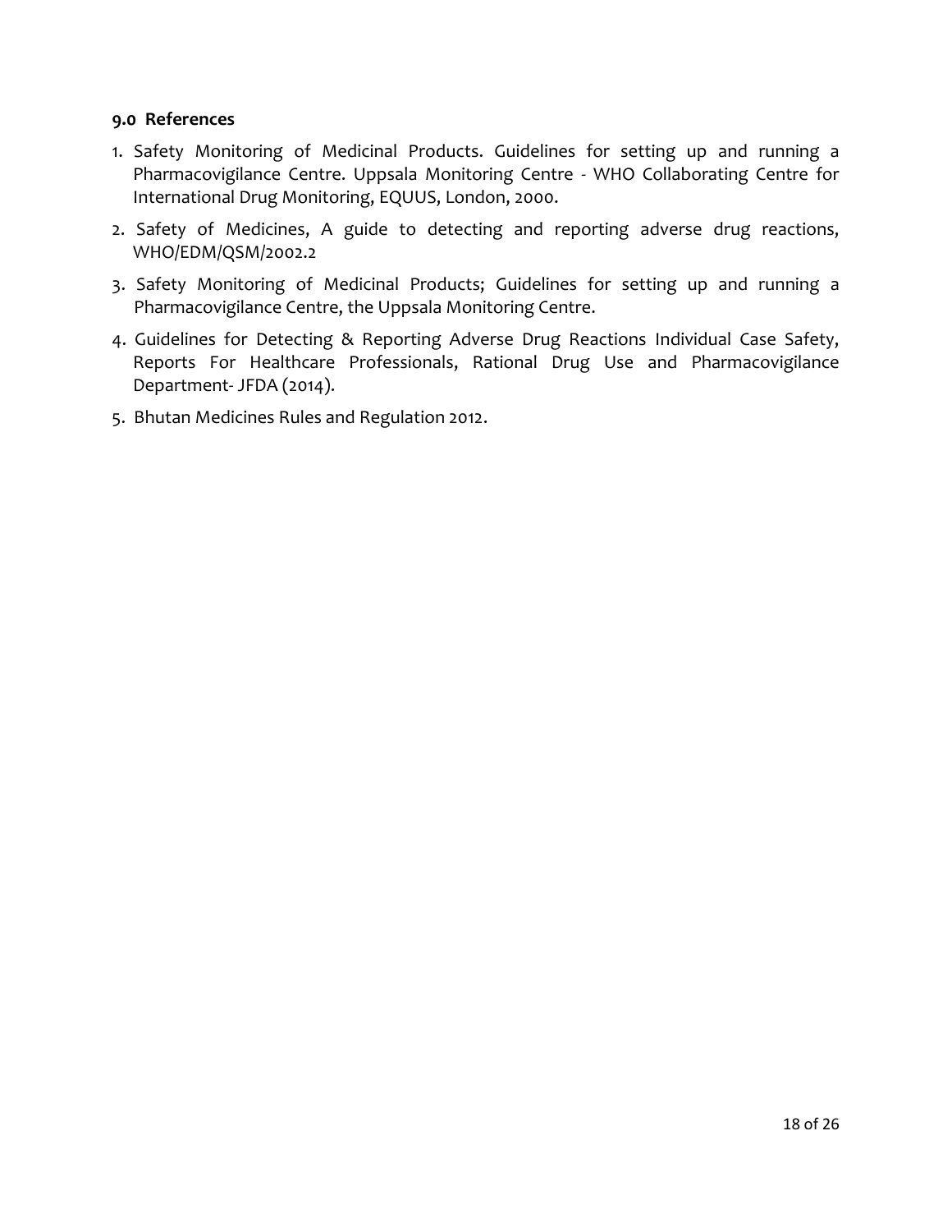### 9.0 References

1. Safety Monitoring of Medicinal Products. Guidelines for setting up and running a Pharmacovigilance Centre. Uppsala Monitoring Centre - WHO Collaborating Centre for International Drug Monitoring, EQUUS, London, 2000.
2. Safety of Medicines, A guide to detecting and reporting adverse drug reactions, WHO/EDM/QSM/2002.2
3. Safety Monitoring of Medicinal Products; Guidelines for setting up and running a Pharmacovigilance Centre, the Uppsala Monitoring Centre.
4. Guidelines for Detecting & Reporting Adverse Drug Reactions Individual Case Safety, Reports For Healthcare Professionals, Rational Drug Use and Pharmacovigilance Department- JFDA (2014).
5. Bhutan Medicines Rules and Regulation 2012.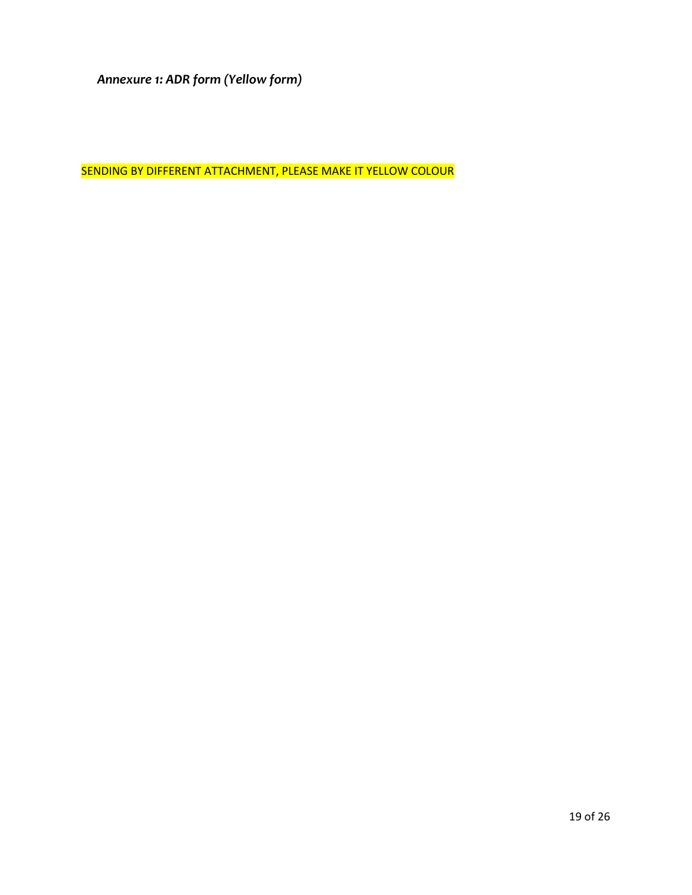***Annexure 1: ADR form (Yellow form)***

SENDING BY DIFFERENT ATTACHMENT, PLEASE MAKE IT YELLOW COLOUR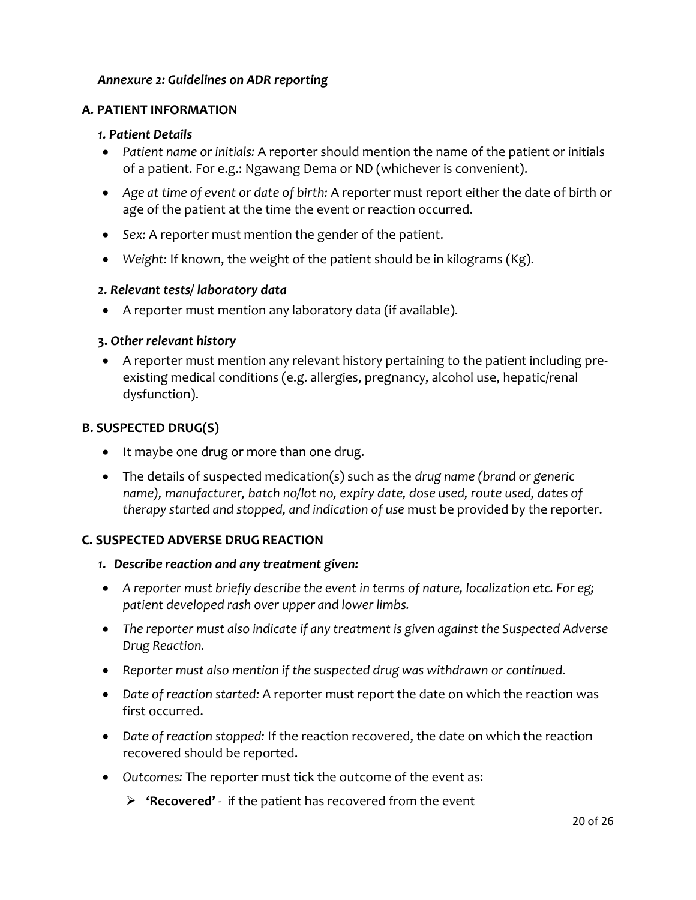***Annexure 2: Guidelines on ADR reporting***

## A. PATIENT INFORMATION

### *1. Patient Details*

- *Patient name or initials:* A reporter should mention the name of the patient or initials of a patient. For e.g.: Ngawang Dema or ND (whichever is convenient).
- *Age at time of event or date of birth:* A reporter must report either the date of birth or age of the patient at the time the event or reaction occurred.
- *Sex:* A reporter must mention the gender of the patient.
- *Weight:* If known, the weight of the patient should be in kilograms (Kg).

### *2. Relevant tests/ laboratory data*

- A reporter must mention any laboratory data (if available).

### *3. Other relevant history*

- A reporter must mention any relevant history pertaining to the patient including pre-existing medical conditions (e.g. allergies, pregnancy, alcohol use, hepatic/renal dysfunction).

## B. SUSPECTED DRUG(S)

- It maybe one drug or more than one drug.
- The details of suspected medication(s) such as the *drug name (brand or generic name), manufacturer, batch no/lot no, expiry date, dose used, route used, dates of therapy started and stopped, and indication of use* must be provided by the reporter.

## C. SUSPECTED ADVERSE DRUG REACTION

### *1. Describe reaction and any treatment given:*

- *A reporter must briefly describe the event in terms of nature, localization etc. For eg; patient developed rash over upper and lower limbs.*
- *The reporter must also indicate if any treatment is given against the Suspected Adverse Drug Reaction.*
- *Reporter must also mention if the suspected drug was withdrawn or continued.*
- *Date of reaction started:* A reporter must report the date on which the reaction was first occurred.
- *Date of reaction stopped:* If the reaction recovered, the date on which the reaction recovered should be reported.
- *Outcomes:* The reporter must tick the outcome of the event as:
  - **'Recovered'** - if the patient has recovered from the event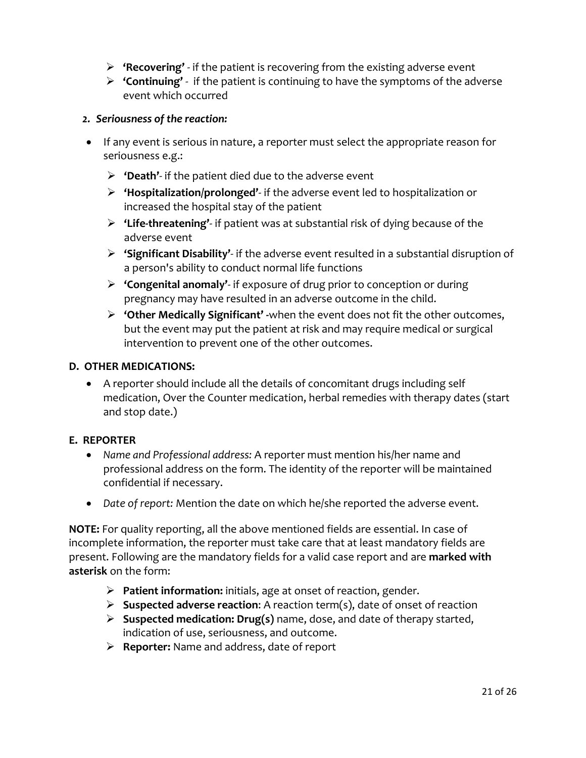- **'Recovering'** - if the patient is recovering from the existing adverse event
- **'Continuing'** - if the patient is continuing to have the symptoms of the adverse event which occurred

**2. *Seriousness of the reaction:***

- If any event is serious in nature, a reporter must select the appropriate reason for seriousness e.g.:
  - **'Death'**- if the patient died due to the adverse event
  - **'Hospitalization/prolonged'**- if the adverse event led to hospitalization or increased the hospital stay of the patient
  - **'Life-threatening'**- if patient was at substantial risk of dying because of the adverse event
  - **'Significant Disability'**- if the adverse event resulted in a substantial disruption of a person's ability to conduct normal life functions
  - **'Congenital anomaly'**- if exposure of drug prior to conception or during pregnancy may have resulted in an adverse outcome in the child.
  - **'Other Medically Significant'** -when the event does not fit the other outcomes, but the event may put the patient at risk and may require medical or surgical intervention to prevent one of the other outcomes.

### D. OTHER MEDICATIONS:

- A reporter should include all the details of concomitant drugs including self medication, Over the Counter medication, herbal remedies with therapy dates (start and stop date.)

### E. REPORTER

- *Name and Professional address:* A reporter must mention his/her name and professional address on the form. The identity of the reporter will be maintained confidential if necessary.
- *Date of report:* Mention the date on which he/she reported the adverse event.

**NOTE:** For quality reporting, all the above mentioned fields are essential. In case of incomplete information, the reporter must take care that at least mandatory fields are present. Following are the mandatory fields for a valid case report and are **marked with asterisk** on the form:

- **Patient information:** initials, age at onset of reaction, gender.
- **Suspected adverse reaction**: A reaction term(s), date of onset of reaction
- **Suspected medication: Drug(s)** name, dose, and date of therapy started, indication of use, seriousness, and outcome.
- **Reporter:** Name and address, date of report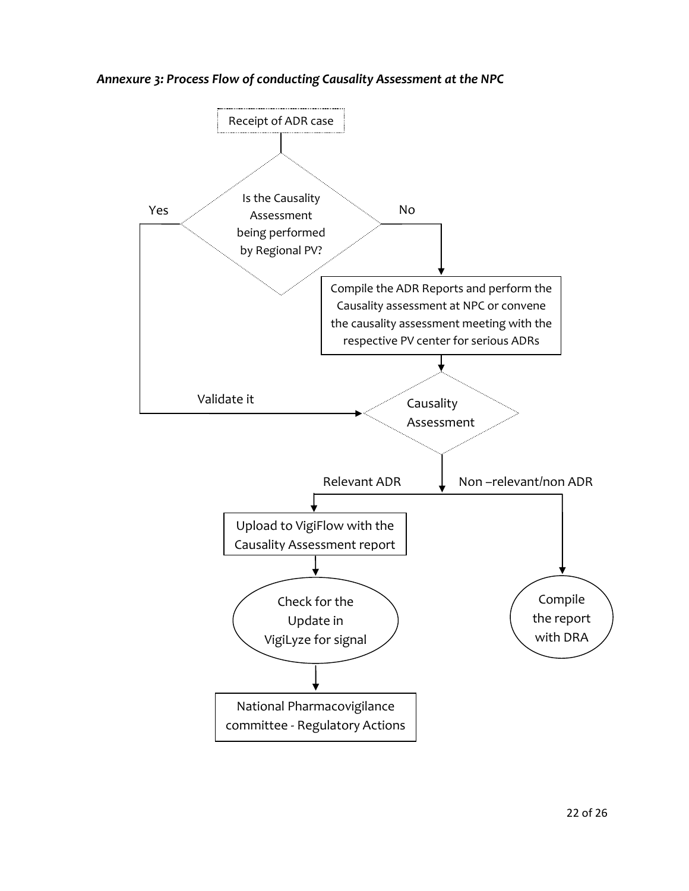***Annexure 3: Process Flow of conducting Causality Assessment at the NPC***

Receipt of ADR case

Is the Causality Assessment being performed by Regional PV?

Yes

No

Compile the ADR Reports and perform the Causality assessment at NPC or convene the causality assessment meeting with the respective PV center for serious ADRs

Validate it

Causality Assessment

Relevant ADR

Non –relevant/non ADR

Upload to VigiFlow with the Causality Assessment report

Check for the Update in VigiLyze for signal

National Pharmacovigilance committee - Regulatory Actions

Compile the report with DRA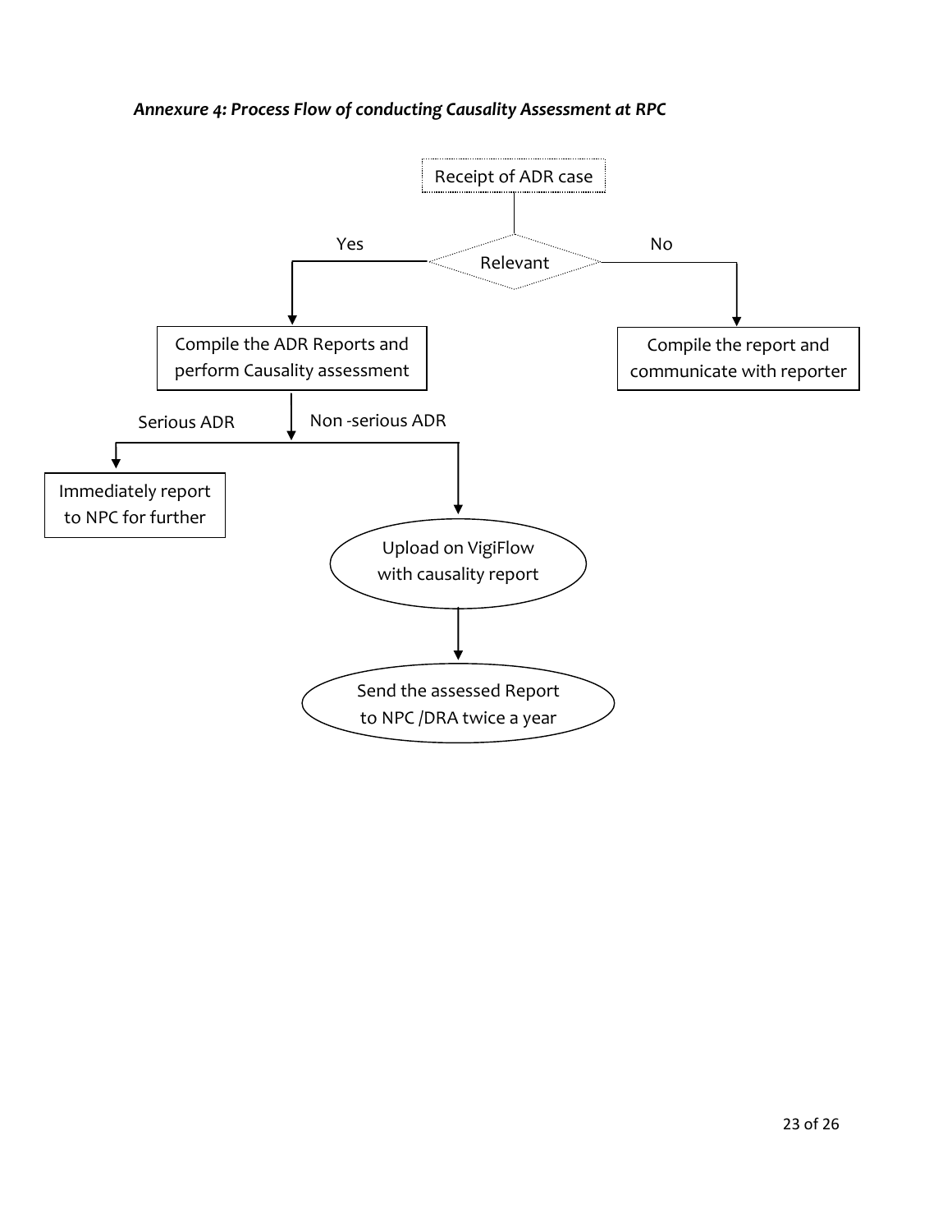***Annexure 4: Process Flow of conducting Causality Assessment at RPC***

Receipt of ADR case

Relevant

Yes

No

Compile the ADR Reports and perform Causality assessment

Compile the report and communicate with reporter

Serious ADR

Non -serious ADR

Immediately report to NPC for further

Upload on VigiFlow with causality report

Send the assessed Report to NPC /DRA twice a year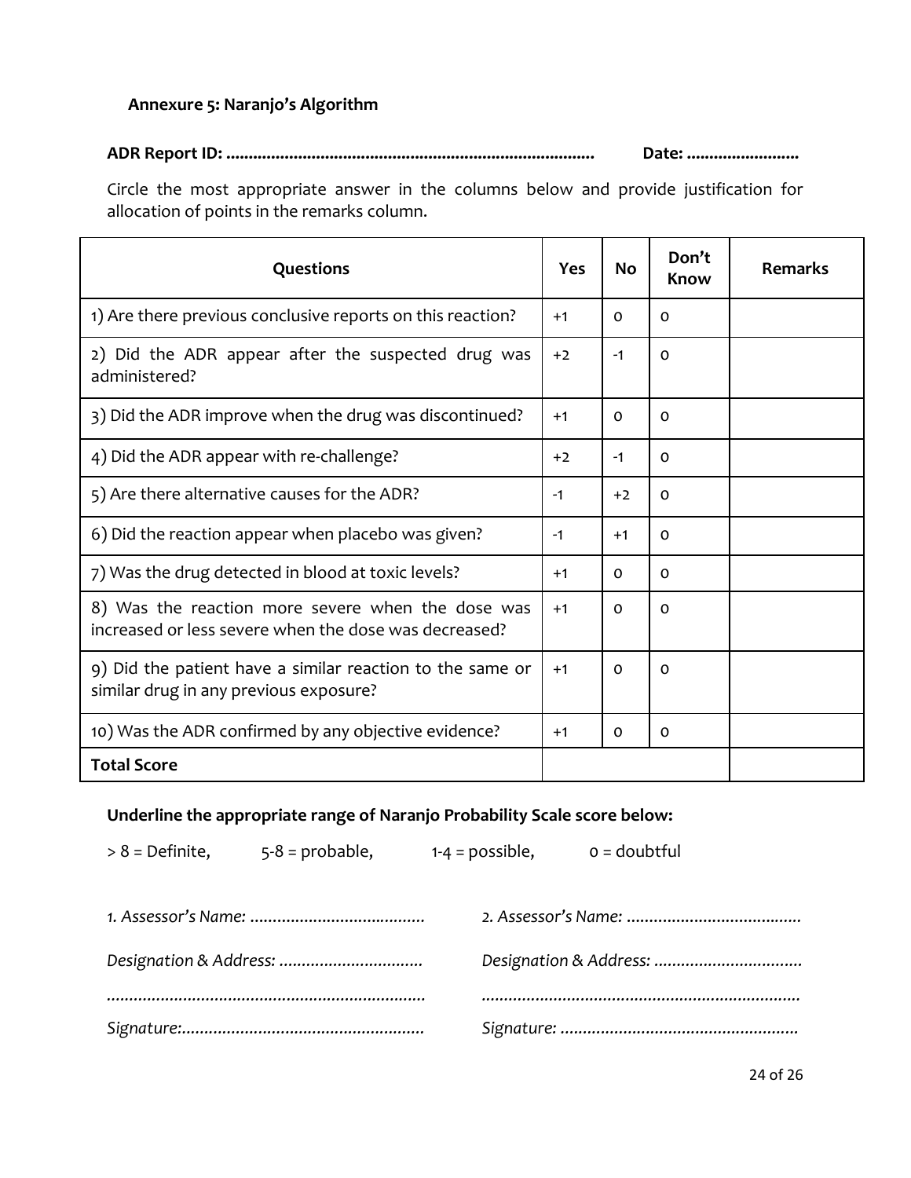### Annexure 5: Naranjo's Algorithm

**ADR Report ID: ................................................................................ Date: .........................**

Circle the most appropriate answer in the columns below and provide justification for allocation of points in the remarks column.

| Questions | Yes | No | Don't Know | Remarks |
|---|---|---|---|---|
| 1) Are there previous conclusive reports on this reaction? | +1 | 0 | 0 | |
| 2) Did the ADR appear after the suspected drug was administered? | +2 | -1 | 0 | |
| 3) Did the ADR improve when the drug was discontinued? | +1 | 0 | 0 | |
| 4) Did the ADR appear with re-challenge? | +2 | -1 | 0 | |
| 5) Are there alternative causes for the ADR? | -1 | +2 | 0 | |
| 6) Did the reaction appear when placebo was given? | -1 | +1 | 0 | |
| 7) Was the drug detected in blood at toxic levels? | +1 | 0 | 0 | |
| 8) Was the reaction more severe when the dose was increased or less severe when the dose was decreased? | +1 | 0 | 0 | |
| 9) Did the patient have a similar reaction to the same or similar drug in any previous exposure? | +1 | 0 | 0 | |
| 10) Was the ADR confirmed by any objective evidence? | +1 | 0 | 0 | |
| **Total Score** | | | | |

**Underline the appropriate range of Naranjo Probability Scale score below:**

> 8 = Definite, 5-8 = probable, 1-4 = possible, 0 = doubtful

*1. Assessor's Name: .......................................*

*Designation & Address: ................................*

*......................................................................*

*Signature:.....................................................*

*2. Assessor's Name: .......................................*

*Designation & Address: .................................*

*......................................................................*

*Signature: ....................................................*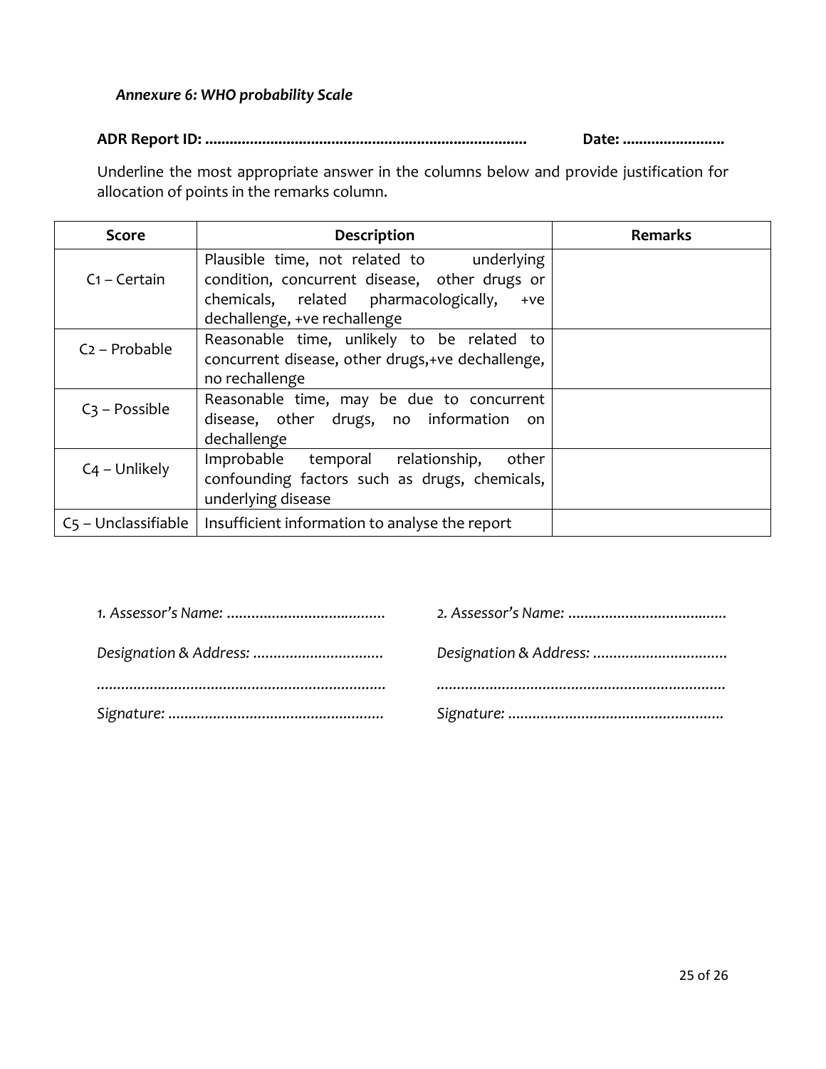*Annexure 6: WHO probability Scale*

**ADR Report ID: ..............................................................................  Date: .........................**

Underline the most appropriate answer in the columns below and provide justification for allocation of points in the remarks column.

| Score | Description | Remarks |
|---|---|---|
| C1 – Certain | Plausible time, not related to underlying condition, concurrent disease, other drugs or chemicals, related pharmacologically, +ve dechallenge, +ve rechallenge | |
| C2 – Probable | Reasonable time, unlikely to be related to concurrent disease, other drugs,+ve dechallenge, no rechallenge | |
| C3 – Possible | Reasonable time, may be due to concurrent disease, other drugs, no information on dechallenge | |
| C4 – Unlikely | Improbable temporal relationship, other confounding factors such as drugs, chemicals, underlying disease | |
| C5 – Unclassifiable | Insufficient information to analyse the report | |

*1. Assessor's Name: .......................................*

*Designation & Address: ................................*

*.......................................................................*

*Signature: ....................................................*

*2. Assessor's Name: .......................................*

*Designation & Address: ................................*

*.......................................................................*

*Signature: ....................................................*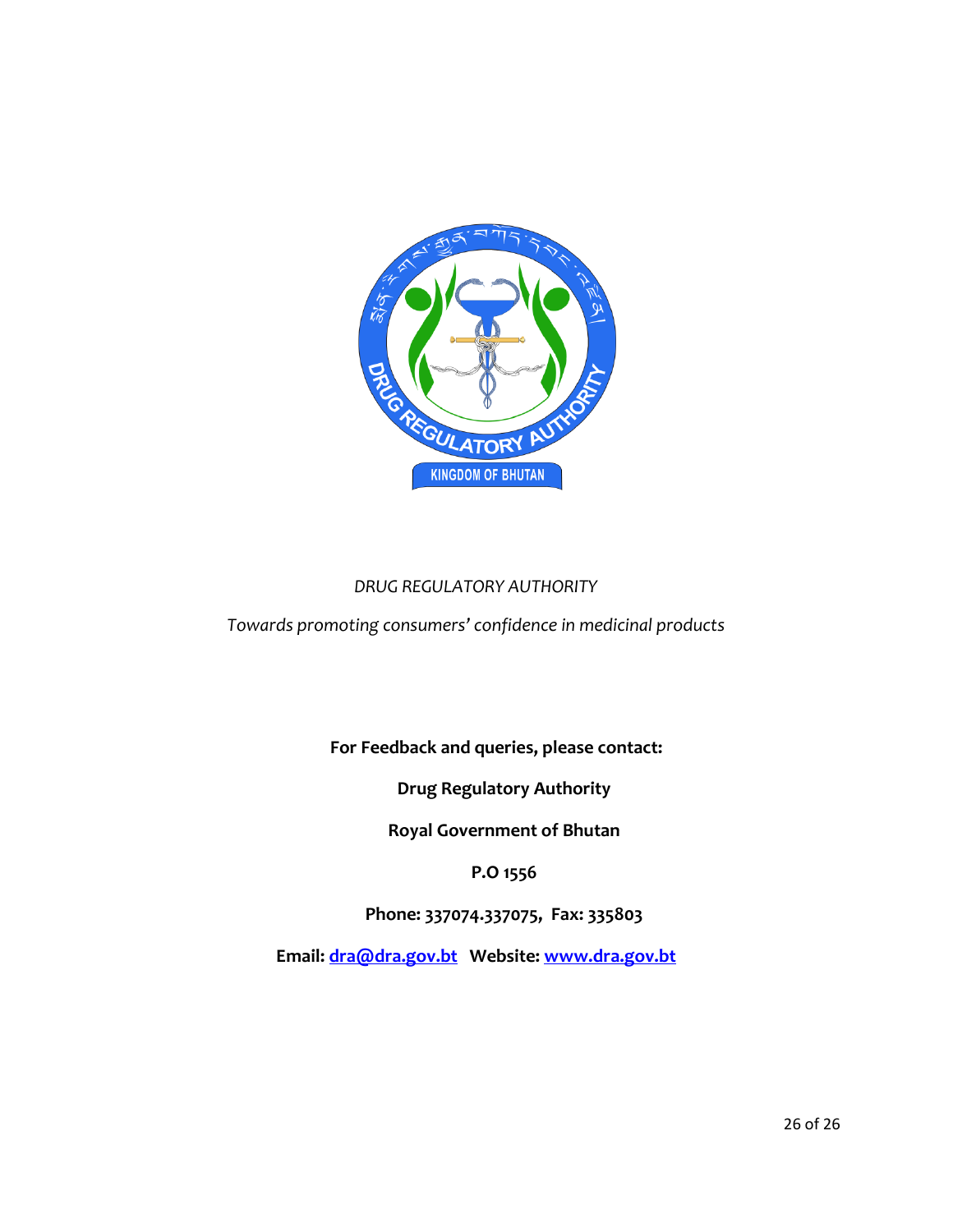*DRUG REGULATORY AUTHORITY*

*Towards promoting consumers' confidence in medicinal products*

**For Feedback and queries, please contact:**

**Drug Regulatory Authority**

**Royal Government of Bhutan**

**P.O 1556**

**Phone: 337074.337075, Fax: 335803**

**Email: dra@dra.gov.bt Website: www.dra.gov.bt**